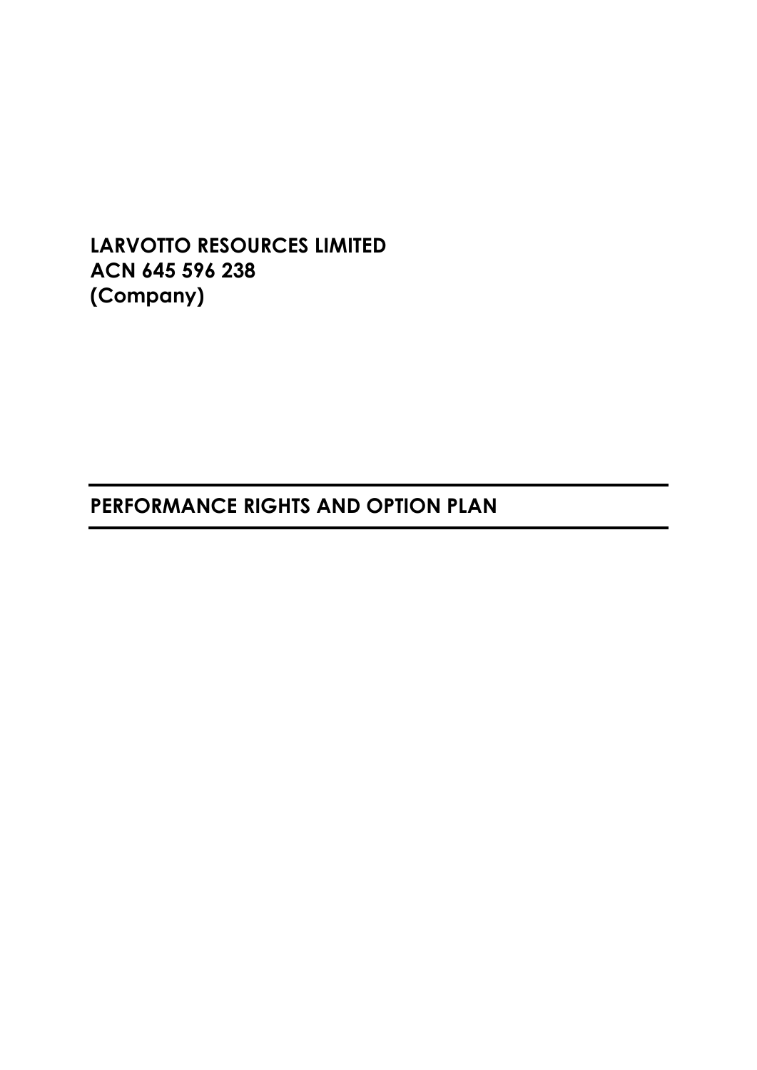**LARVOTTO RESOURCES LIMITED**
**ACN 645 596 238**
**(Company)**

# PERFORMANCE RIGHTS AND OPTION PLAN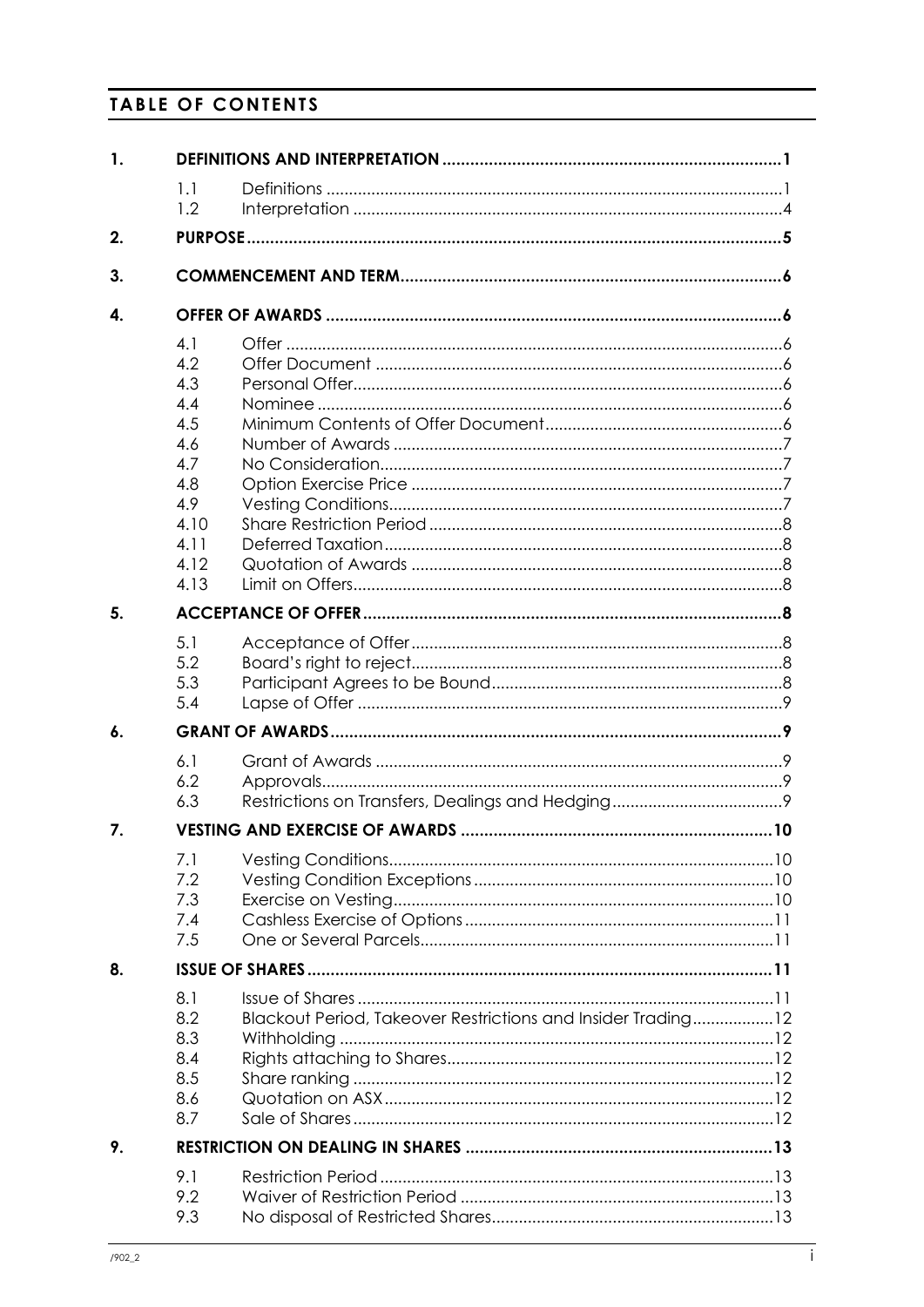## TABLE OF CONTENTS

| | | | |
|---|---|---|---|
| **1.** | **DEFINITIONS AND INTERPRETATION** | | **1** |
| | 1.1 | Definitions | 1 |
| | 1.2 | Interpretation | 4 |
| **2.** | **PURPOSE** | | **5** |
| **3.** | **COMMENCEMENT AND TERM** | | **6** |
| **4.** | **OFFER OF AWARDS** | | **6** |
| | 4.1 | Offer | 6 |
| | 4.2 | Offer Document | 6 |
| | 4.3 | Personal Offer | 6 |
| | 4.4 | Nominee | 6 |
| | 4.5 | Minimum Contents of Offer Document | 6 |
| | 4.6 | Number of Awards | 7 |
| | 4.7 | No Consideration | 7 |
| | 4.8 | Option Exercise Price | 7 |
| | 4.9 | Vesting Conditions | 7 |
| | 4.10 | Share Restriction Period | 8 |
| | 4.11 | Deferred Taxation | 8 |
| | 4.12 | Quotation of Awards | 8 |
| | 4.13 | Limit on Offers | 8 |
| **5.** | **ACCEPTANCE OF OFFER** | | **8** |
| | 5.1 | Acceptance of Offer | 8 |
| | 5.2 | Board's right to reject | 8 |
| | 5.3 | Participant Agrees to be Bound | 8 |
| | 5.4 | Lapse of Offer | 9 |
| **6.** | **GRANT OF AWARDS** | | **9** |
| | 6.1 | Grant of Awards | 9 |
| | 6.2 | Approvals | 9 |
| | 6.3 | Restrictions on Transfers, Dealings and Hedging | 9 |
| **7.** | **VESTING AND EXERCISE OF AWARDS** | | **10** |
| | 7.1 | Vesting Conditions | 10 |
| | 7.2 | Vesting Condition Exceptions | 10 |
| | 7.3 | Exercise on Vesting | 10 |
| | 7.4 | Cashless Exercise of Options | 11 |
| | 7.5 | One or Several Parcels | 11 |
| **8.** | **ISSUE OF SHARES** | | **11** |
| | 8.1 | Issue of Shares | 11 |
| | 8.2 | Blackout Period, Takeover Restrictions and Insider Trading | 12 |
| | 8.3 | Withholding | 12 |
| | 8.4 | Rights attaching to Shares | 12 |
| | 8.5 | Share ranking | 12 |
| | 8.6 | Quotation on ASX | 12 |
| | 8.7 | Sale of Shares | 12 |
| **9.** | **RESTRICTION ON DEALING IN SHARES** | | **13** |
| | 9.1 | Restriction Period | 13 |
| | 9.2 | Waiver of Restriction Period | 13 |
| | 9.3 | No disposal of Restricted Shares | 13 |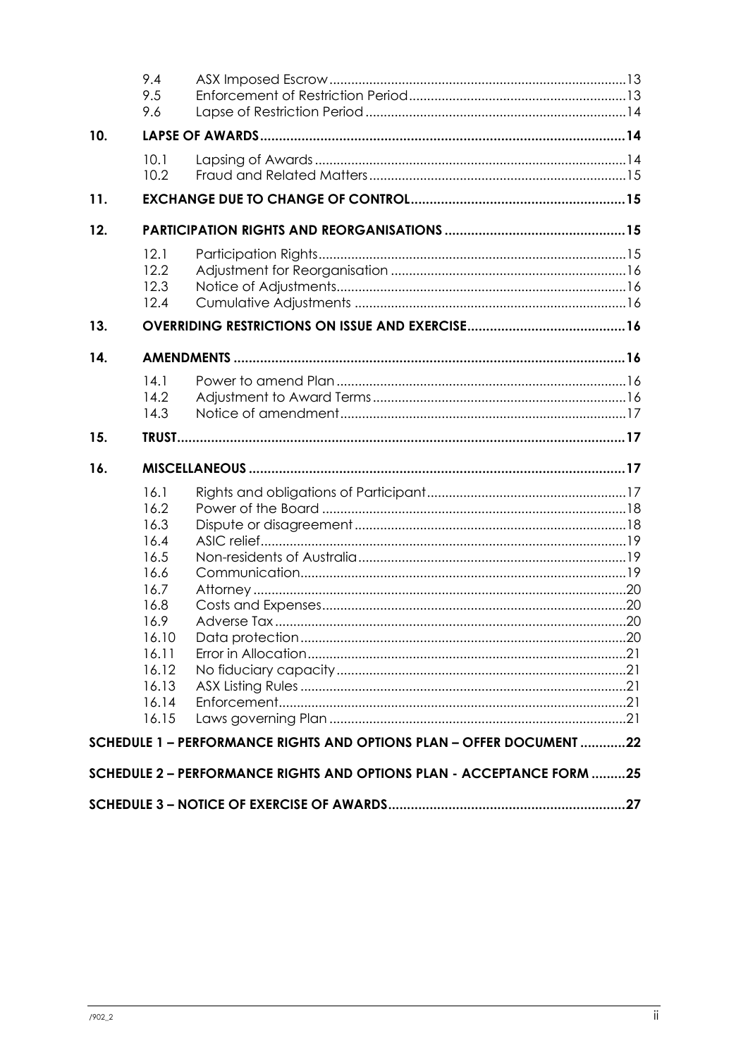| | | | |
|---|---|---|---|
| | 9.4 | ASX Imposed Escrow | 13 |
| | 9.5 | Enforcement of Restriction Period | 13 |
| | 9.6 | Lapse of Restriction Period | 14 |
| **10.** | **LAPSE OF AWARDS** | | **14** |
| | 10.1 | Lapsing of Awards | 14 |
| | 10.2 | Fraud and Related Matters | 15 |
| **11.** | **EXCHANGE DUE TO CHANGE OF CONTROL** | | **15** |
| **12.** | **PARTICIPATION RIGHTS AND REORGANISATIONS** | | **15** |
| | 12.1 | Participation Rights | 15 |
| | 12.2 | Adjustment for Reorganisation | 16 |
| | 12.3 | Notice of Adjustments | 16 |
| | 12.4 | Cumulative Adjustments | 16 |
| **13.** | **OVERRIDING RESTRICTIONS ON ISSUE AND EXERCISE** | | **16** |
| **14.** | **AMENDMENTS** | | **16** |
| | 14.1 | Power to amend Plan | 16 |
| | 14.2 | Adjustment to Award Terms | 16 |
| | 14.3 | Notice of amendment | 17 |
| **15.** | **TRUST** | | **17** |
| **16.** | **MISCELLANEOUS** | | **17** |
| | 16.1 | Rights and obligations of Participant | 17 |
| | 16.2 | Power of the Board | 18 |
| | 16.3 | Dispute or disagreement | 18 |
| | 16.4 | ASIC relief | 19 |
| | 16.5 | Non-residents of Australia | 19 |
| | 16.6 | Communication | 19 |
| | 16.7 | Attorney | 20 |
| | 16.8 | Costs and Expenses | 20 |
| | 16.9 | Adverse Tax | 20 |
| | 16.10 | Data protection | 20 |
| | 16.11 | Error in Allocation | 21 |
| | 16.12 | No fiduciary capacity | 21 |
| | 16.13 | ASX Listing Rules | 21 |
| | 16.14 | Enforcement | 21 |
| | 16.15 | Laws governing Plan | 21 |
| **SCHEDULE 1 – PERFORMANCE RIGHTS AND OPTIONS PLAN – OFFER DOCUMENT** | | | **22** |
| **SCHEDULE 2 – PERFORMANCE RIGHTS AND OPTIONS PLAN - ACCEPTANCE FORM** | | | **25** |
| **SCHEDULE 3 – NOTICE OF EXERCISE OF AWARDS** | | | **27** |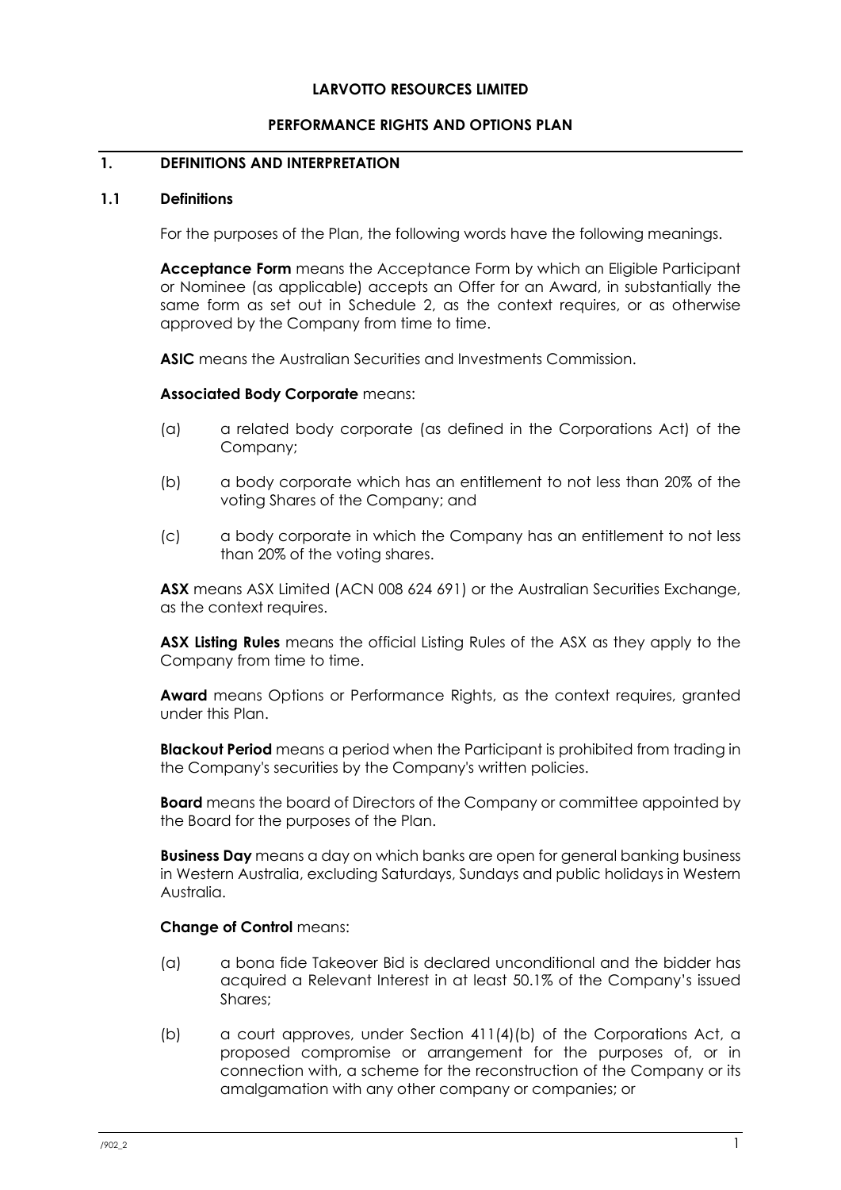**LARVOTTO RESOURCES LIMITED**

**PERFORMANCE RIGHTS AND OPTIONS PLAN**

## 1. DEFINITIONS AND INTERPRETATION

### 1.1 Definitions

For the purposes of the Plan, the following words have the following meanings.

**Acceptance Form** means the Acceptance Form by which an Eligible Participant or Nominee (as applicable) accepts an Offer for an Award, in substantially the same form as set out in Schedule 2, as the context requires, or as otherwise approved by the Company from time to time.

**ASIC** means the Australian Securities and Investments Commission.

**Associated Body Corporate** means:

(a) a related body corporate (as defined in the Corporations Act) of the Company;

(b) a body corporate which has an entitlement to not less than 20% of the voting Shares of the Company; and

(c) a body corporate in which the Company has an entitlement to not less than 20% of the voting shares.

**ASX** means ASX Limited (ACN 008 624 691) or the Australian Securities Exchange, as the context requires.

**ASX Listing Rules** means the official Listing Rules of the ASX as they apply to the Company from time to time.

**Award** means Options or Performance Rights, as the context requires, granted under this Plan.

**Blackout Period** means a period when the Participant is prohibited from trading in the Company's securities by the Company's written policies.

**Board** means the board of Directors of the Company or committee appointed by the Board for the purposes of the Plan.

**Business Day** means a day on which banks are open for general banking business in Western Australia, excluding Saturdays, Sundays and public holidays in Western Australia.

**Change of Control** means:

(a) a bona fide Takeover Bid is declared unconditional and the bidder has acquired a Relevant Interest in at least 50.1% of the Company's issued Shares;

(b) a court approves, under Section 411(4)(b) of the Corporations Act, a proposed compromise or arrangement for the purposes of, or in connection with, a scheme for the reconstruction of the Company or its amalgamation with any other company or companies; or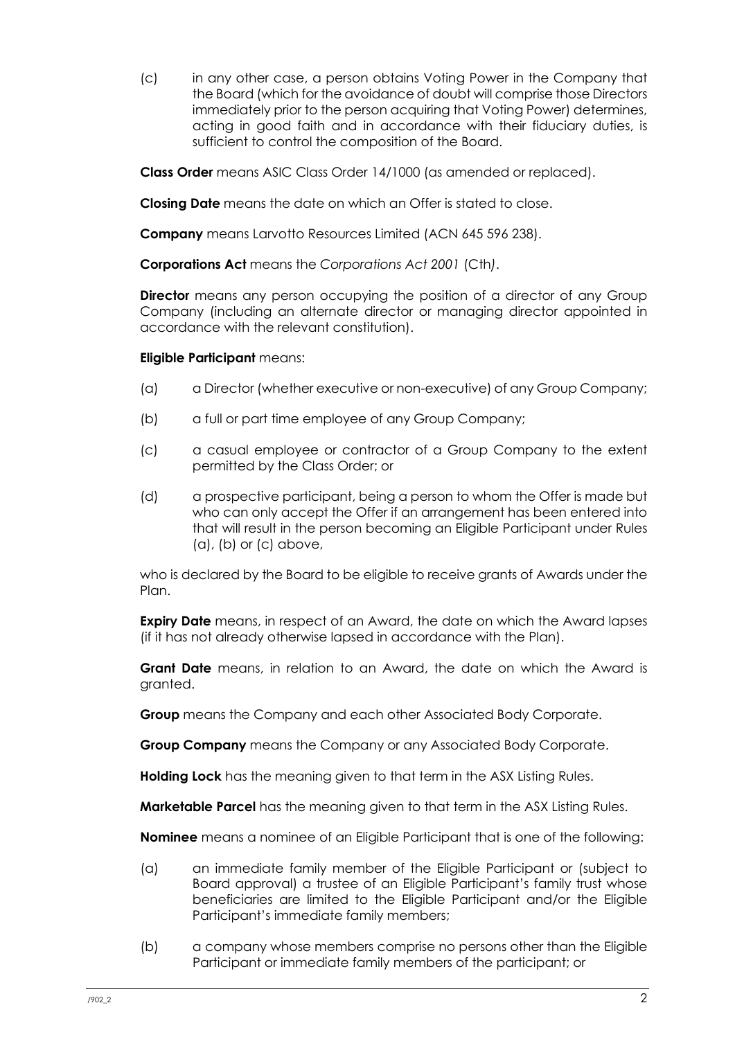(c) in any other case, a person obtains Voting Power in the Company that the Board (which for the avoidance of doubt will comprise those Directors immediately prior to the person acquiring that Voting Power) determines, acting in good faith and in accordance with their fiduciary duties, is sufficient to control the composition of the Board.

**Class Order** means ASIC Class Order 14/1000 (as amended or replaced).

**Closing Date** means the date on which an Offer is stated to close.

**Company** means Larvotto Resources Limited (ACN 645 596 238).

**Corporations Act** means the *Corporations Act 2001* (Cth).

**Director** means any person occupying the position of a director of any Group Company (including an alternate director or managing director appointed in accordance with the relevant constitution).

**Eligible Participant** means:

(a) a Director (whether executive or non-executive) of any Group Company;

(b) a full or part time employee of any Group Company;

(c) a casual employee or contractor of a Group Company to the extent permitted by the Class Order; or

(d) a prospective participant, being a person to whom the Offer is made but who can only accept the Offer if an arrangement has been entered into that will result in the person becoming an Eligible Participant under Rules (a), (b) or (c) above,

who is declared by the Board to be eligible to receive grants of Awards under the Plan.

**Expiry Date** means, in respect of an Award, the date on which the Award lapses (if it has not already otherwise lapsed in accordance with the Plan).

**Grant Date** means, in relation to an Award, the date on which the Award is granted.

**Group** means the Company and each other Associated Body Corporate.

**Group Company** means the Company or any Associated Body Corporate.

**Holding Lock** has the meaning given to that term in the ASX Listing Rules.

**Marketable Parcel** has the meaning given to that term in the ASX Listing Rules.

**Nominee** means a nominee of an Eligible Participant that is one of the following:

(a) an immediate family member of the Eligible Participant or (subject to Board approval) a trustee of an Eligible Participant's family trust whose beneficiaries are limited to the Eligible Participant and/or the Eligible Participant's immediate family members;

(b) a company whose members comprise no persons other than the Eligible Participant or immediate family members of the participant; or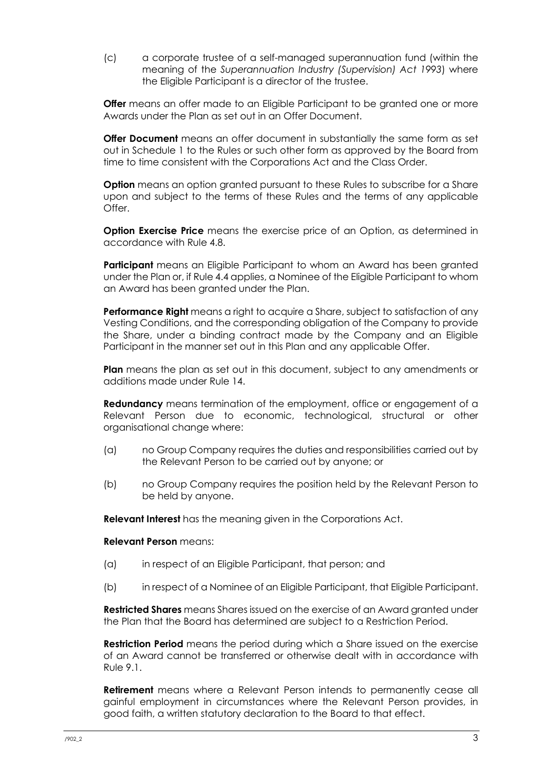(c) a corporate trustee of a self-managed superannuation fund (within the meaning of the *Superannuation Industry (Supervision) Act 1993*) where the Eligible Participant is a director of the trustee.

**Offer** means an offer made to an Eligible Participant to be granted one or more Awards under the Plan as set out in an Offer Document.

**Offer Document** means an offer document in substantially the same form as set out in Schedule 1 to the Rules or such other form as approved by the Board from time to time consistent with the Corporations Act and the Class Order.

**Option** means an option granted pursuant to these Rules to subscribe for a Share upon and subject to the terms of these Rules and the terms of any applicable Offer.

**Option Exercise Price** means the exercise price of an Option, as determined in accordance with Rule 4.8.

**Participant** means an Eligible Participant to whom an Award has been granted under the Plan or, if Rule 4.4 applies, a Nominee of the Eligible Participant to whom an Award has been granted under the Plan.

**Performance Right** means a right to acquire a Share, subject to satisfaction of any Vesting Conditions, and the corresponding obligation of the Company to provide the Share, under a binding contract made by the Company and an Eligible Participant in the manner set out in this Plan and any applicable Offer.

**Plan** means the plan as set out in this document, subject to any amendments or additions made under Rule 14.

**Redundancy** means termination of the employment, office or engagement of a Relevant Person due to economic, technological, structural or other organisational change where:

(a) no Group Company requires the duties and responsibilities carried out by the Relevant Person to be carried out by anyone; or

(b) no Group Company requires the position held by the Relevant Person to be held by anyone.

**Relevant Interest** has the meaning given in the Corporations Act.

**Relevant Person** means:

(a) in respect of an Eligible Participant, that person; and

(b) in respect of a Nominee of an Eligible Participant, that Eligible Participant.

**Restricted Shares** means Shares issued on the exercise of an Award granted under the Plan that the Board has determined are subject to a Restriction Period.

**Restriction Period** means the period during which a Share issued on the exercise of an Award cannot be transferred or otherwise dealt with in accordance with Rule 9.1.

**Retirement** means where a Relevant Person intends to permanently cease all gainful employment in circumstances where the Relevant Person provides, in good faith, a written statutory declaration to the Board to that effect.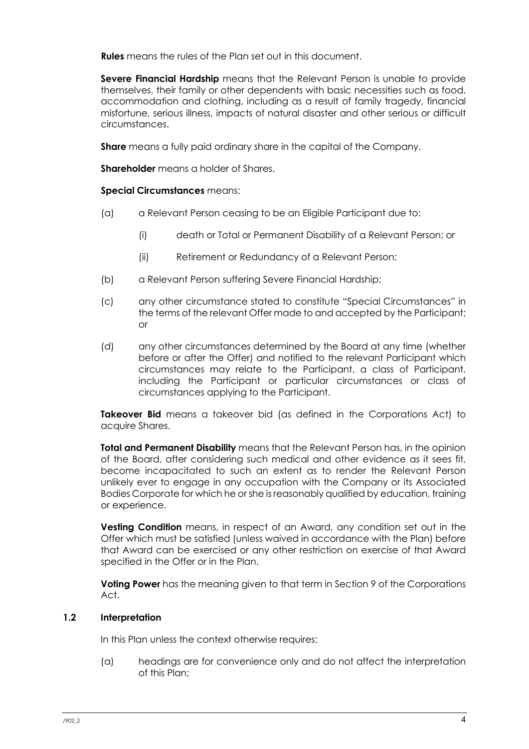**Rules** means the rules of the Plan set out in this document.

**Severe Financial Hardship** means that the Relevant Person is unable to provide themselves, their family or other dependents with basic necessities such as food, accommodation and clothing, including as a result of family tragedy, financial misfortune, serious illness, impacts of natural disaster and other serious or difficult circumstances.

**Share** means a fully paid ordinary share in the capital of the Company.

**Shareholder** means a holder of Shares.

**Special Circumstances** means:

(a) a Relevant Person ceasing to be an Eligible Participant due to:

  (i) death or Total or Permanent Disability of a Relevant Person; or

  (ii) Retirement or Redundancy of a Relevant Person;

(b) a Relevant Person suffering Severe Financial Hardship;

(c) any other circumstance stated to constitute "Special Circumstances" in the terms of the relevant Offer made to and accepted by the Participant; or

(d) any other circumstances determined by the Board at any time (whether before or after the Offer) and notified to the relevant Participant which circumstances may relate to the Participant, a class of Participant, including the Participant or particular circumstances or class of circumstances applying to the Participant.

**Takeover Bid** means a takeover bid (as defined in the Corporations Act) to acquire Shares.

**Total and Permanent Disability** means that the Relevant Person has, in the opinion of the Board, after considering such medical and other evidence as it sees fit, become incapacitated to such an extent as to render the Relevant Person unlikely ever to engage in any occupation with the Company or its Associated Bodies Corporate for which he or she is reasonably qualified by education, training or experience.

**Vesting Condition** means, in respect of an Award, any condition set out in the Offer which must be satisfied (unless waived in accordance with the Plan) before that Award can be exercised or any other restriction on exercise of that Award specified in the Offer or in the Plan.

**Voting Power** has the meaning given to that term in Section 9 of the Corporations Act.

### 1.2 Interpretation

In this Plan unless the context otherwise requires:

(a) headings are for convenience only and do not affect the interpretation of this Plan;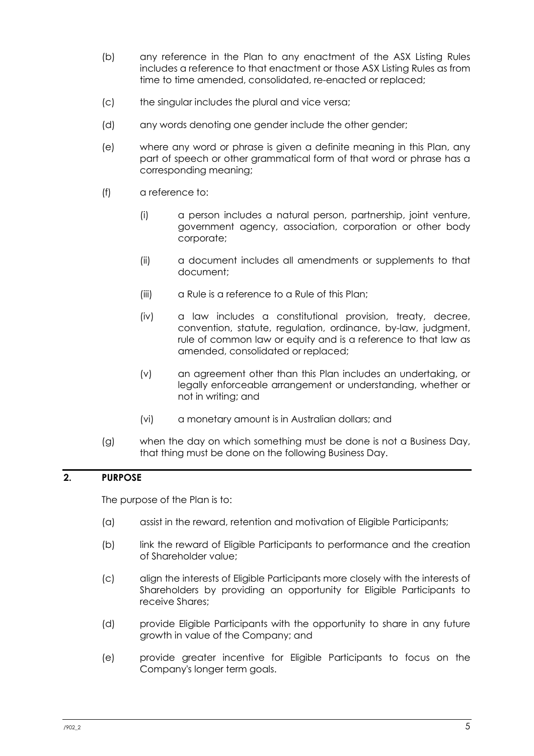(b) any reference in the Plan to any enactment of the ASX Listing Rules includes a reference to that enactment or those ASX Listing Rules as from time to time amended, consolidated, re-enacted or replaced;

(c) the singular includes the plural and vice versa;

(d) any words denoting one gender include the other gender;

(e) where any word or phrase is given a definite meaning in this Plan, any part of speech or other grammatical form of that word or phrase has a corresponding meaning;

(f) a reference to:

  (i) a person includes a natural person, partnership, joint venture, government agency, association, corporation or other body corporate;

  (ii) a document includes all amendments or supplements to that document;

  (iii) a Rule is a reference to a Rule of this Plan;

  (iv) a law includes a constitutional provision, treaty, decree, convention, statute, regulation, ordinance, by-law, judgment, rule of common law or equity and is a reference to that law as amended, consolidated or replaced;

  (v) an agreement other than this Plan includes an undertaking, or legally enforceable arrangement or understanding, whether or not in writing; and

  (vi) a monetary amount is in Australian dollars; and

(g) when the day on which something must be done is not a Business Day, that thing must be done on the following Business Day.

## 2. PURPOSE

The purpose of the Plan is to:

(a) assist in the reward, retention and motivation of Eligible Participants;

(b) link the reward of Eligible Participants to performance and the creation of Shareholder value;

(c) align the interests of Eligible Participants more closely with the interests of Shareholders by providing an opportunity for Eligible Participants to receive Shares;

(d) provide Eligible Participants with the opportunity to share in any future growth in value of the Company; and

(e) provide greater incentive for Eligible Participants to focus on the Company's longer term goals.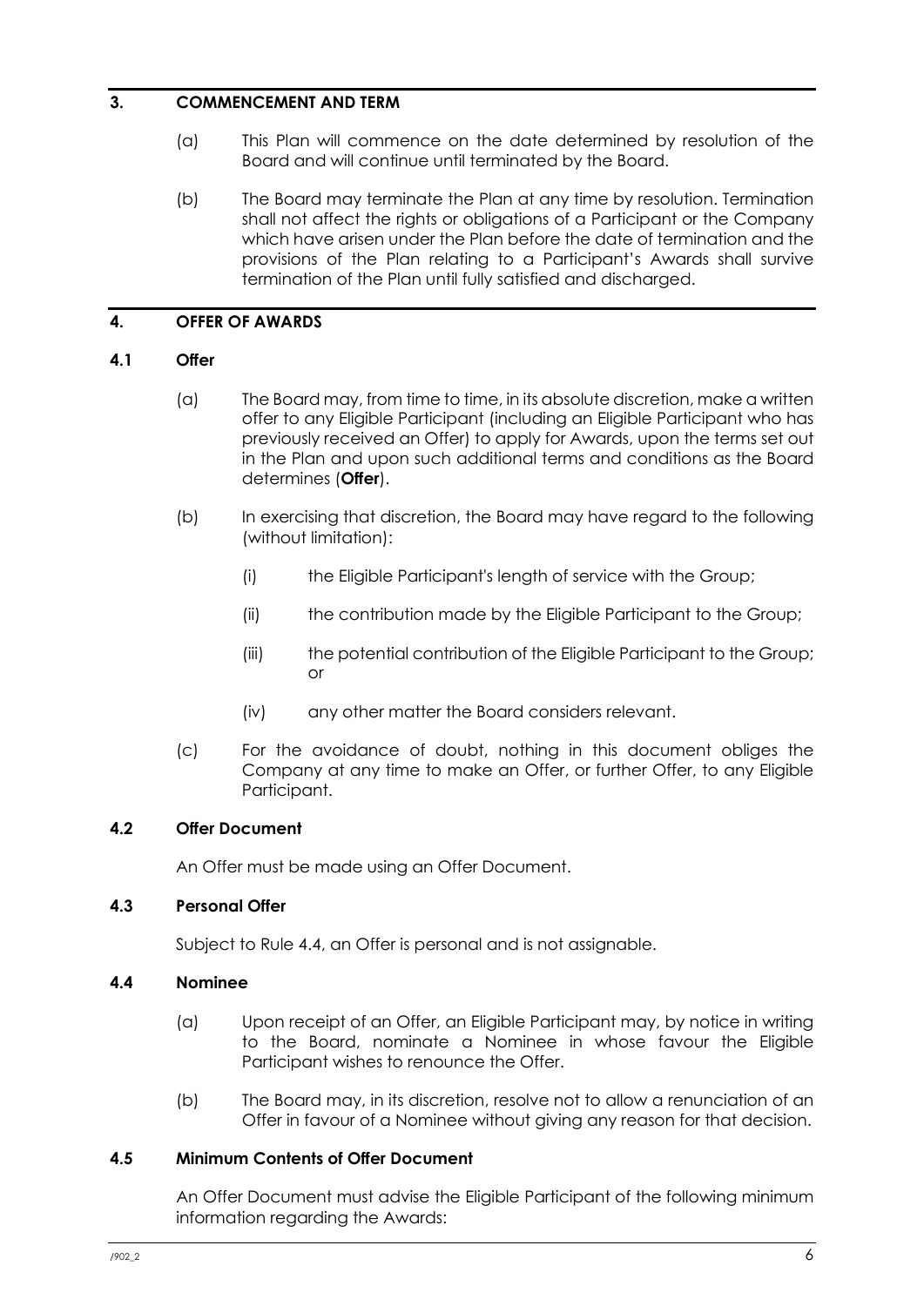## 3. COMMENCEMENT AND TERM

(a) This Plan will commence on the date determined by resolution of the Board and will continue until terminated by the Board.

(b) The Board may terminate the Plan at any time by resolution. Termination shall not affect the rights or obligations of a Participant or the Company which have arisen under the Plan before the date of termination and the provisions of the Plan relating to a Participant's Awards shall survive termination of the Plan until fully satisfied and discharged.

## 4. OFFER OF AWARDS

### 4.1 Offer

(a) The Board may, from time to time, in its absolute discretion, make a written offer to any Eligible Participant (including an Eligible Participant who has previously received an Offer) to apply for Awards, upon the terms set out in the Plan and upon such additional terms and conditions as the Board determines (**Offer**).

(b) In exercising that discretion, the Board may have regard to the following (without limitation):

(i) the Eligible Participant's length of service with the Group;

(ii) the contribution made by the Eligible Participant to the Group;

(iii) the potential contribution of the Eligible Participant to the Group; or

(iv) any other matter the Board considers relevant.

(c) For the avoidance of doubt, nothing in this document obliges the Company at any time to make an Offer, or further Offer, to any Eligible Participant.

### 4.2 Offer Document

An Offer must be made using an Offer Document.

### 4.3 Personal Offer

Subject to Rule 4.4, an Offer is personal and is not assignable.

### 4.4 Nominee

(a) Upon receipt of an Offer, an Eligible Participant may, by notice in writing to the Board, nominate a Nominee in whose favour the Eligible Participant wishes to renounce the Offer.

(b) The Board may, in its discretion, resolve not to allow a renunciation of an Offer in favour of a Nominee without giving any reason for that decision.

### 4.5 Minimum Contents of Offer Document

An Offer Document must advise the Eligible Participant of the following minimum information regarding the Awards: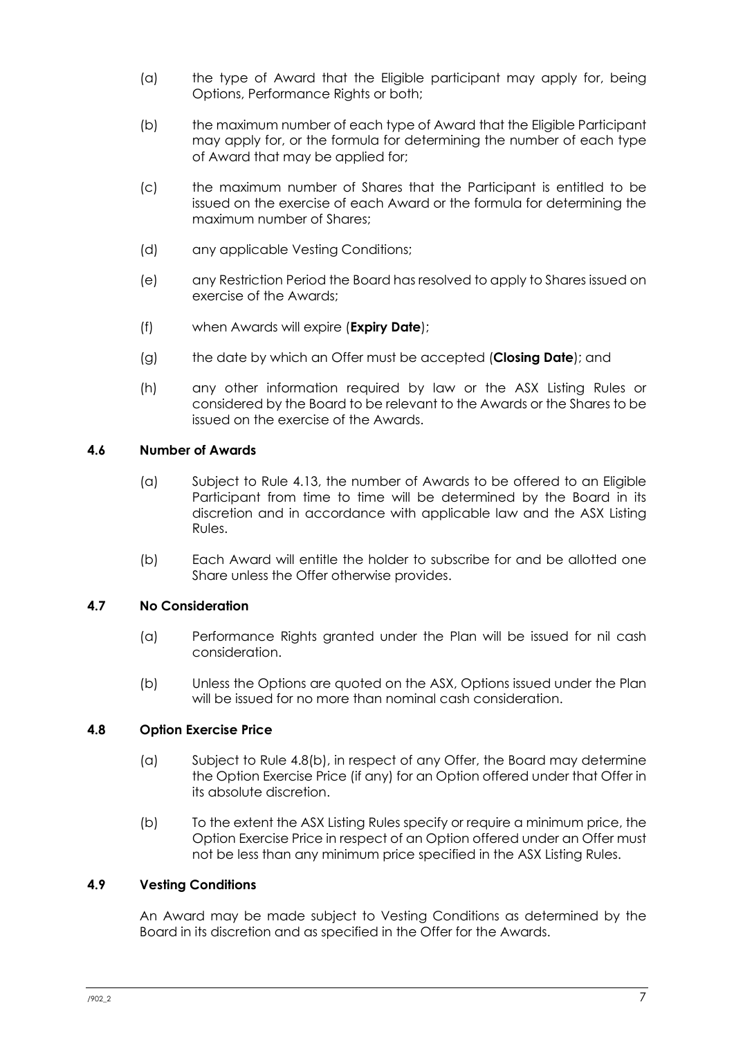(a) the type of Award that the Eligible participant may apply for, being Options, Performance Rights or both;

(b) the maximum number of each type of Award that the Eligible Participant may apply for, or the formula for determining the number of each type of Award that may be applied for;

(c) the maximum number of Shares that the Participant is entitled to be issued on the exercise of each Award or the formula for determining the maximum number of Shares;

(d) any applicable Vesting Conditions;

(e) any Restriction Period the Board has resolved to apply to Shares issued on exercise of the Awards;

(f) when Awards will expire (**Expiry Date**);

(g) the date by which an Offer must be accepted (**Closing Date**); and

(h) any other information required by law or the ASX Listing Rules or considered by the Board to be relevant to the Awards or the Shares to be issued on the exercise of the Awards.

### 4.6 Number of Awards

(a) Subject to Rule 4.13, the number of Awards to be offered to an Eligible Participant from time to time will be determined by the Board in its discretion and in accordance with applicable law and the ASX Listing Rules.

(b) Each Award will entitle the holder to subscribe for and be allotted one Share unless the Offer otherwise provides.

### 4.7 No Consideration

(a) Performance Rights granted under the Plan will be issued for nil cash consideration.

(b) Unless the Options are quoted on the ASX, Options issued under the Plan will be issued for no more than nominal cash consideration.

### 4.8 Option Exercise Price

(a) Subject to Rule 4.8(b), in respect of any Offer, the Board may determine the Option Exercise Price (if any) for an Option offered under that Offer in its absolute discretion.

(b) To the extent the ASX Listing Rules specify or require a minimum price, the Option Exercise Price in respect of an Option offered under an Offer must not be less than any minimum price specified in the ASX Listing Rules.

### 4.9 Vesting Conditions

An Award may be made subject to Vesting Conditions as determined by the Board in its discretion and as specified in the Offer for the Awards.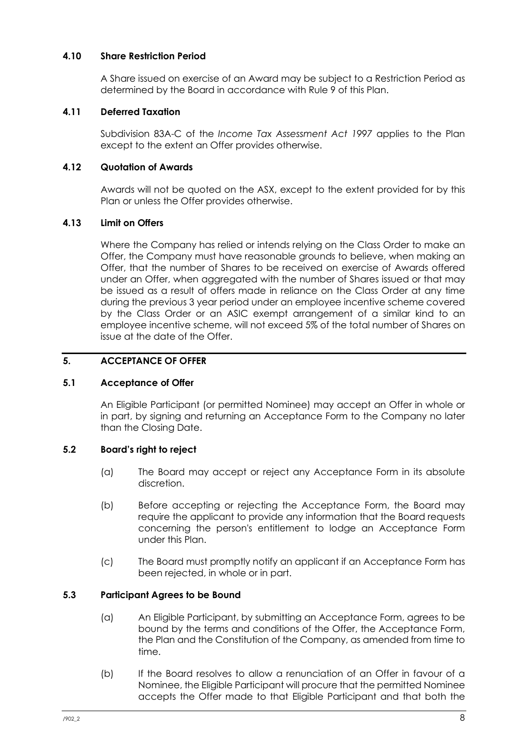### 4.10 Share Restriction Period

A Share issued on exercise of an Award may be subject to a Restriction Period as determined by the Board in accordance with Rule 9 of this Plan.

### 4.11 Deferred Taxation

Subdivision 83A-C of the *Income Tax Assessment Act 1997* applies to the Plan except to the extent an Offer provides otherwise.

### 4.12 Quotation of Awards

Awards will not be quoted on the ASX, except to the extent provided for by this Plan or unless the Offer provides otherwise.

### 4.13 Limit on Offers

Where the Company has relied or intends relying on the Class Order to make an Offer, the Company must have reasonable grounds to believe, when making an Offer, that the number of Shares to be received on exercise of Awards offered under an Offer, when aggregated with the number of Shares issued or that may be issued as a result of offers made in reliance on the Class Order at any time during the previous 3 year period under an employee incentive scheme covered by the Class Order or an ASIC exempt arrangement of a similar kind to an employee incentive scheme, will not exceed 5% of the total number of Shares on issue at the date of the Offer.

## 5. ACCEPTANCE OF OFFER

### 5.1 Acceptance of Offer

An Eligible Participant (or permitted Nominee) may accept an Offer in whole or in part, by signing and returning an Acceptance Form to the Company no later than the Closing Date.

### 5.2 Board's right to reject

(a) The Board may accept or reject any Acceptance Form in its absolute discretion.

(b) Before accepting or rejecting the Acceptance Form, the Board may require the applicant to provide any information that the Board requests concerning the person's entitlement to lodge an Acceptance Form under this Plan.

(c) The Board must promptly notify an applicant if an Acceptance Form has been rejected, in whole or in part.

### 5.3 Participant Agrees to be Bound

(a) An Eligible Participant, by submitting an Acceptance Form, agrees to be bound by the terms and conditions of the Offer, the Acceptance Form, the Plan and the Constitution of the Company, as amended from time to time.

(b) If the Board resolves to allow a renunciation of an Offer in favour of a Nominee, the Eligible Participant will procure that the permitted Nominee accepts the Offer made to that Eligible Participant and that both the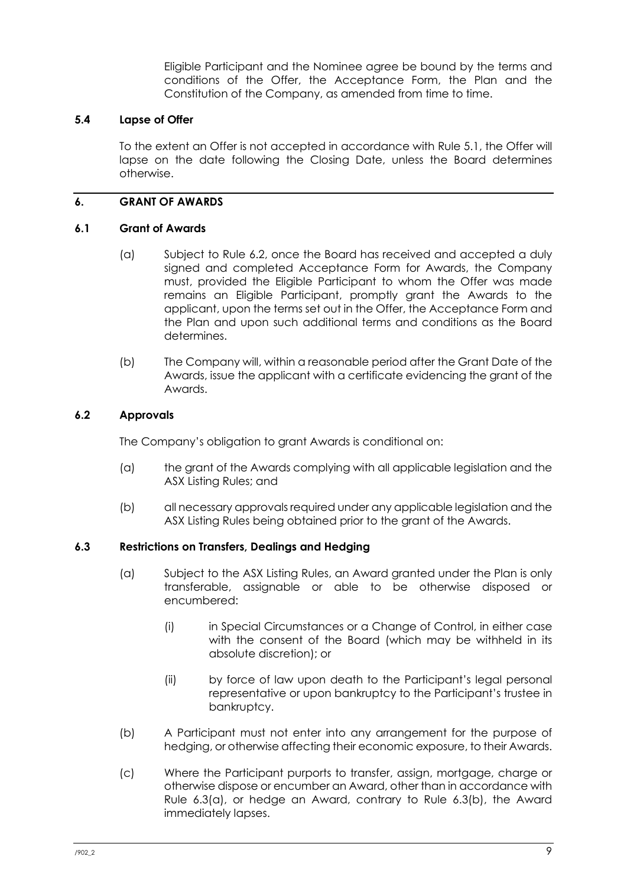Eligible Participant and the Nominee agree be bound by the terms and conditions of the Offer, the Acceptance Form, the Plan and the Constitution of the Company, as amended from time to time.

### 5.4 Lapse of Offer

To the extent an Offer is not accepted in accordance with Rule 5.1, the Offer will lapse on the date following the Closing Date, unless the Board determines otherwise.

## 6. GRANT OF AWARDS

### 6.1 Grant of Awards

(a) Subject to Rule 6.2, once the Board has received and accepted a duly signed and completed Acceptance Form for Awards, the Company must, provided the Eligible Participant to whom the Offer was made remains an Eligible Participant, promptly grant the Awards to the applicant, upon the terms set out in the Offer, the Acceptance Form and the Plan and upon such additional terms and conditions as the Board determines.

(b) The Company will, within a reasonable period after the Grant Date of the Awards, issue the applicant with a certificate evidencing the grant of the Awards.

### 6.2 Approvals

The Company's obligation to grant Awards is conditional on:

(a) the grant of the Awards complying with all applicable legislation and the ASX Listing Rules; and

(b) all necessary approvals required under any applicable legislation and the ASX Listing Rules being obtained prior to the grant of the Awards.

### 6.3 Restrictions on Transfers, Dealings and Hedging

(a) Subject to the ASX Listing Rules, an Award granted under the Plan is only transferable, assignable or able to be otherwise disposed or encumbered:

   (i) in Special Circumstances or a Change of Control, in either case with the consent of the Board (which may be withheld in its absolute discretion); or

   (ii) by force of law upon death to the Participant's legal personal representative or upon bankruptcy to the Participant's trustee in bankruptcy.

(b) A Participant must not enter into any arrangement for the purpose of hedging, or otherwise affecting their economic exposure, to their Awards.

(c) Where the Participant purports to transfer, assign, mortgage, charge or otherwise dispose or encumber an Award, other than in accordance with Rule 6.3(a), or hedge an Award, contrary to Rule 6.3(b), the Award immediately lapses.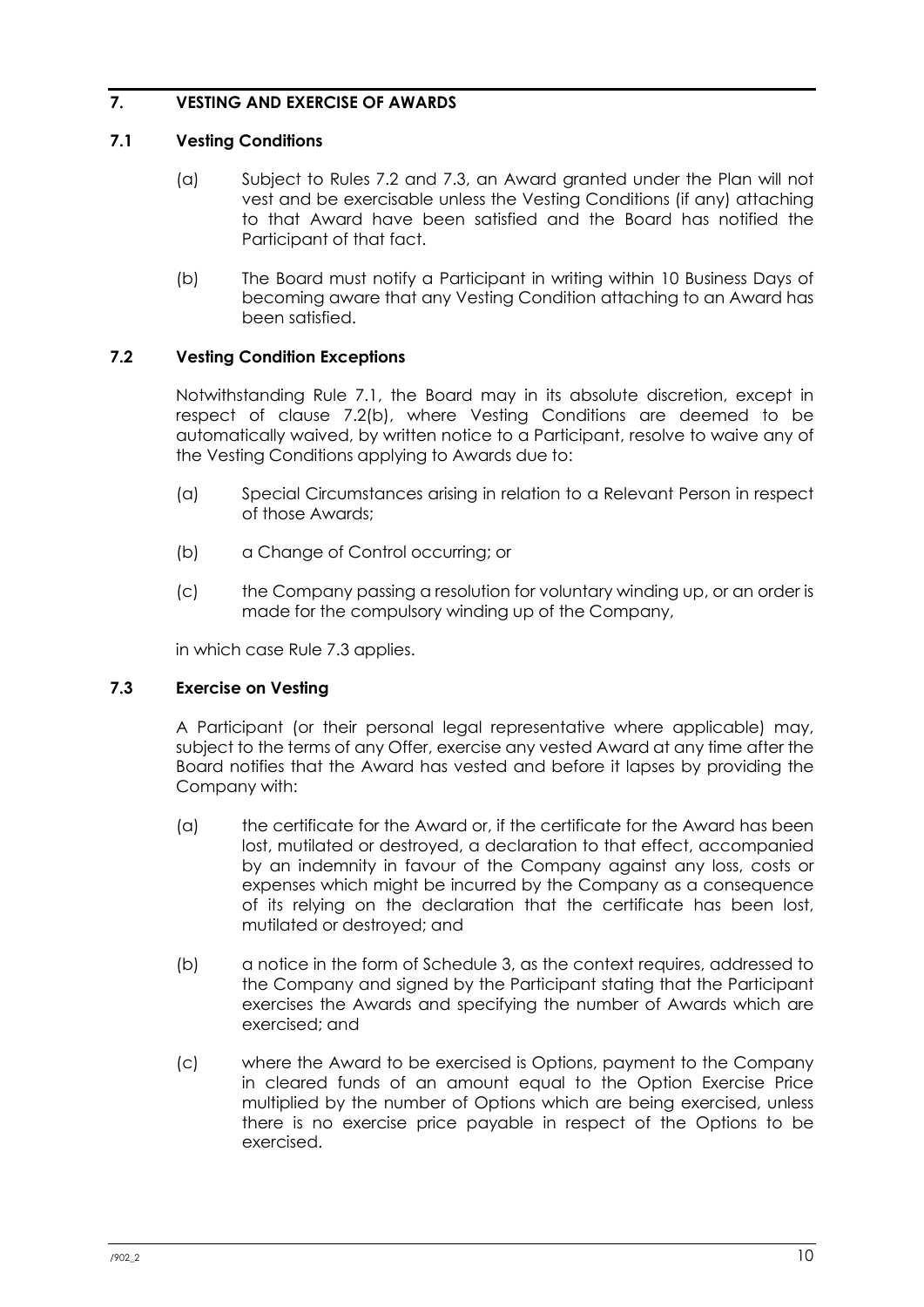## 7. VESTING AND EXERCISE OF AWARDS

### 7.1 Vesting Conditions

(a) Subject to Rules 7.2 and 7.3, an Award granted under the Plan will not vest and be exercisable unless the Vesting Conditions (if any) attaching to that Award have been satisfied and the Board has notified the Participant of that fact.

(b) The Board must notify a Participant in writing within 10 Business Days of becoming aware that any Vesting Condition attaching to an Award has been satisfied.

### 7.2 Vesting Condition Exceptions

Notwithstanding Rule 7.1, the Board may in its absolute discretion, except in respect of clause 7.2(b), where Vesting Conditions are deemed to be automatically waived, by written notice to a Participant, resolve to waive any of the Vesting Conditions applying to Awards due to:

(a) Special Circumstances arising in relation to a Relevant Person in respect of those Awards;

(b) a Change of Control occurring; or

(c) the Company passing a resolution for voluntary winding up, or an order is made for the compulsory winding up of the Company,

in which case Rule 7.3 applies.

### 7.3 Exercise on Vesting

A Participant (or their personal legal representative where applicable) may, subject to the terms of any Offer, exercise any vested Award at any time after the Board notifies that the Award has vested and before it lapses by providing the Company with:

(a) the certificate for the Award or, if the certificate for the Award has been lost, mutilated or destroyed, a declaration to that effect, accompanied by an indemnity in favour of the Company against any loss, costs or expenses which might be incurred by the Company as a consequence of its relying on the declaration that the certificate has been lost, mutilated or destroyed; and

(b) a notice in the form of Schedule 3, as the context requires, addressed to the Company and signed by the Participant stating that the Participant exercises the Awards and specifying the number of Awards which are exercised; and

(c) where the Award to be exercised is Options, payment to the Company in cleared funds of an amount equal to the Option Exercise Price multiplied by the number of Options which are being exercised, unless there is no exercise price payable in respect of the Options to be exercised.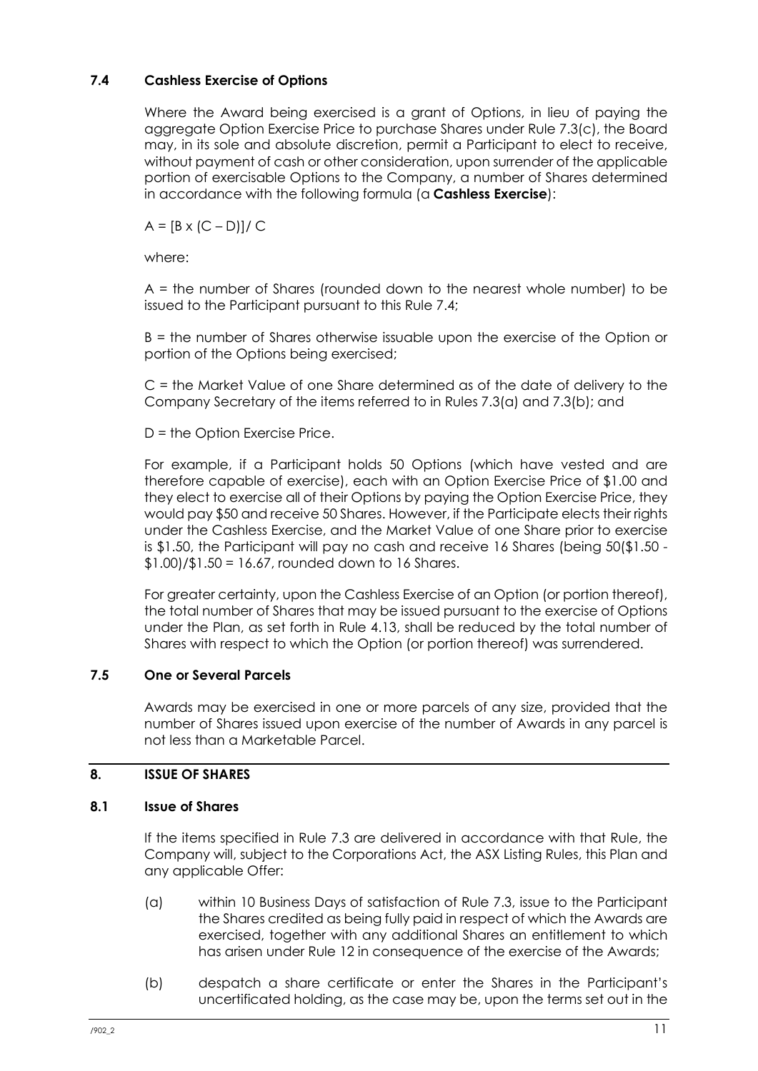### 7.4 Cashless Exercise of Options

Where the Award being exercised is a grant of Options, in lieu of paying the aggregate Option Exercise Price to purchase Shares under Rule 7.3(c), the Board may, in its sole and absolute discretion, permit a Participant to elect to receive, without payment of cash or other consideration, upon surrender of the applicable portion of exercisable Options to the Company, a number of Shares determined in accordance with the following formula (a **Cashless Exercise**):

$$A = [B \times (C - D)] / C$$

where:

A = the number of Shares (rounded down to the nearest whole number) to be issued to the Participant pursuant to this Rule 7.4;

B = the number of Shares otherwise issuable upon the exercise of the Option or portion of the Options being exercised;

C = the Market Value of one Share determined as of the date of delivery to the Company Secretary of the items referred to in Rules 7.3(a) and 7.3(b); and

D = the Option Exercise Price.

For example, if a Participant holds 50 Options (which have vested and are therefore capable of exercise), each with an Option Exercise Price of $1.00 and they elect to exercise all of their Options by paying the Option Exercise Price, they would pay $50 and receive 50 Shares. However, if the Participate elects their rights under the Cashless Exercise, and the Market Value of one Share prior to exercise is $1.50, the Participant will pay no cash and receive 16 Shares (being 50($1.50 - $1.00)/$1.50 = 16.67, rounded down to 16 Shares.

For greater certainty, upon the Cashless Exercise of an Option (or portion thereof), the total number of Shares that may be issued pursuant to the exercise of Options under the Plan, as set forth in Rule 4.13, shall be reduced by the total number of Shares with respect to which the Option (or portion thereof) was surrendered.

### 7.5 One or Several Parcels

Awards may be exercised in one or more parcels of any size, provided that the number of Shares issued upon exercise of the number of Awards in any parcel is not less than a Marketable Parcel.

## 8. ISSUE OF SHARES

### 8.1 Issue of Shares

If the items specified in Rule 7.3 are delivered in accordance with that Rule, the Company will, subject to the Corporations Act, the ASX Listing Rules, this Plan and any applicable Offer:

(a) within 10 Business Days of satisfaction of Rule 7.3, issue to the Participant the Shares credited as being fully paid in respect of which the Awards are exercised, together with any additional Shares an entitlement to which has arisen under Rule 12 in consequence of the exercise of the Awards;

(b) despatch a share certificate or enter the Shares in the Participant's uncertificated holding, as the case may be, upon the terms set out in the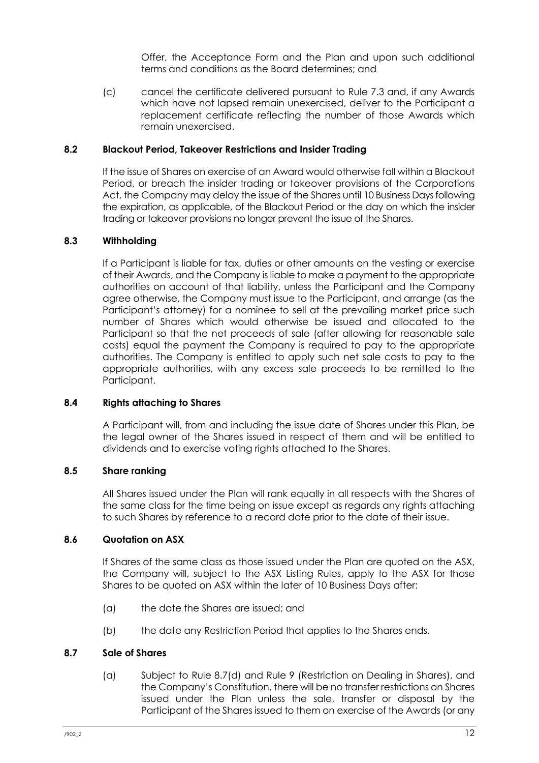Offer, the Acceptance Form and the Plan and upon such additional terms and conditions as the Board determines; and

(c) cancel the certificate delivered pursuant to Rule 7.3 and, if any Awards which have not lapsed remain unexercised, deliver to the Participant a replacement certificate reflecting the number of those Awards which remain unexercised.

### 8.2 Blackout Period, Takeover Restrictions and Insider Trading

If the issue of Shares on exercise of an Award would otherwise fall within a Blackout Period, or breach the insider trading or takeover provisions of the Corporations Act, the Company may delay the issue of the Shares until 10 Business Days following the expiration, as applicable, of the Blackout Period or the day on which the insider trading or takeover provisions no longer prevent the issue of the Shares.

### 8.3 Withholding

If a Participant is liable for tax, duties or other amounts on the vesting or exercise of their Awards, and the Company is liable to make a payment to the appropriate authorities on account of that liability, unless the Participant and the Company agree otherwise, the Company must issue to the Participant, and arrange (as the Participant's attorney) for a nominee to sell at the prevailing market price such number of Shares which would otherwise be issued and allocated to the Participant so that the net proceeds of sale (after allowing for reasonable sale costs) equal the payment the Company is required to pay to the appropriate authorities. The Company is entitled to apply such net sale costs to pay to the appropriate authorities, with any excess sale proceeds to be remitted to the Participant.

### 8.4 Rights attaching to Shares

A Participant will, from and including the issue date of Shares under this Plan, be the legal owner of the Shares issued in respect of them and will be entitled to dividends and to exercise voting rights attached to the Shares.

### 8.5 Share ranking

All Shares issued under the Plan will rank equally in all respects with the Shares of the same class for the time being on issue except as regards any rights attaching to such Shares by reference to a record date prior to the date of their issue.

### 8.6 Quotation on ASX

If Shares of the same class as those issued under the Plan are quoted on the ASX, the Company will, subject to the ASX Listing Rules, apply to the ASX for those Shares to be quoted on ASX within the later of 10 Business Days after:

(a) the date the Shares are issued; and

(b) the date any Restriction Period that applies to the Shares ends.

### 8.7 Sale of Shares

(a) Subject to Rule 8.7(d) and Rule 9 (Restriction on Dealing in Shares), and the Company's Constitution, there will be no transfer restrictions on Shares issued under the Plan unless the sale, transfer or disposal by the Participant of the Shares issued to them on exercise of the Awards (or any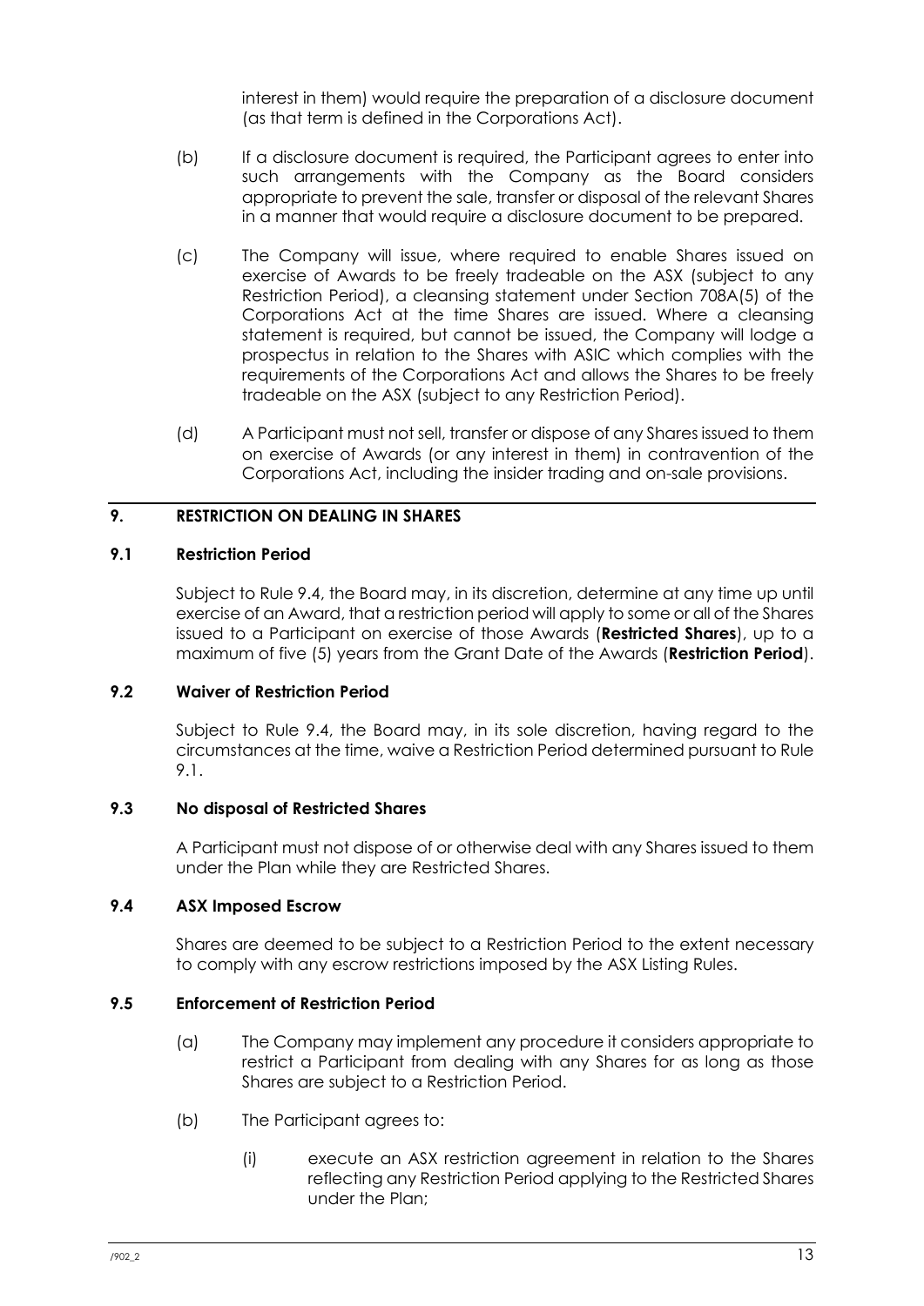interest in them) would require the preparation of a disclosure document (as that term is defined in the Corporations Act).

(b) If a disclosure document is required, the Participant agrees to enter into such arrangements with the Company as the Board considers appropriate to prevent the sale, transfer or disposal of the relevant Shares in a manner that would require a disclosure document to be prepared.

(c) The Company will issue, where required to enable Shares issued on exercise of Awards to be freely tradeable on the ASX (subject to any Restriction Period), a cleansing statement under Section 708A(5) of the Corporations Act at the time Shares are issued. Where a cleansing statement is required, but cannot be issued, the Company will lodge a prospectus in relation to the Shares with ASIC which complies with the requirements of the Corporations Act and allows the Shares to be freely tradeable on the ASX (subject to any Restriction Period).

(d) A Participant must not sell, transfer or dispose of any Shares issued to them on exercise of Awards (or any interest in them) in contravention of the Corporations Act, including the insider trading and on-sale provisions.

## 9. RESTRICTION ON DEALING IN SHARES

### 9.1 Restriction Period

Subject to Rule 9.4, the Board may, in its discretion, determine at any time up until exercise of an Award, that a restriction period will apply to some or all of the Shares issued to a Participant on exercise of those Awards (**Restricted Shares**), up to a maximum of five (5) years from the Grant Date of the Awards (**Restriction Period**).

### 9.2 Waiver of Restriction Period

Subject to Rule 9.4, the Board may, in its sole discretion, having regard to the circumstances at the time, waive a Restriction Period determined pursuant to Rule 9.1.

### 9.3 No disposal of Restricted Shares

A Participant must not dispose of or otherwise deal with any Shares issued to them under the Plan while they are Restricted Shares.

### 9.4 ASX Imposed Escrow

Shares are deemed to be subject to a Restriction Period to the extent necessary to comply with any escrow restrictions imposed by the ASX Listing Rules.

### 9.5 Enforcement of Restriction Period

(a) The Company may implement any procedure it considers appropriate to restrict a Participant from dealing with any Shares for as long as those Shares are subject to a Restriction Period.

(b) The Participant agrees to:

(i) execute an ASX restriction agreement in relation to the Shares reflecting any Restriction Period applying to the Restricted Shares under the Plan;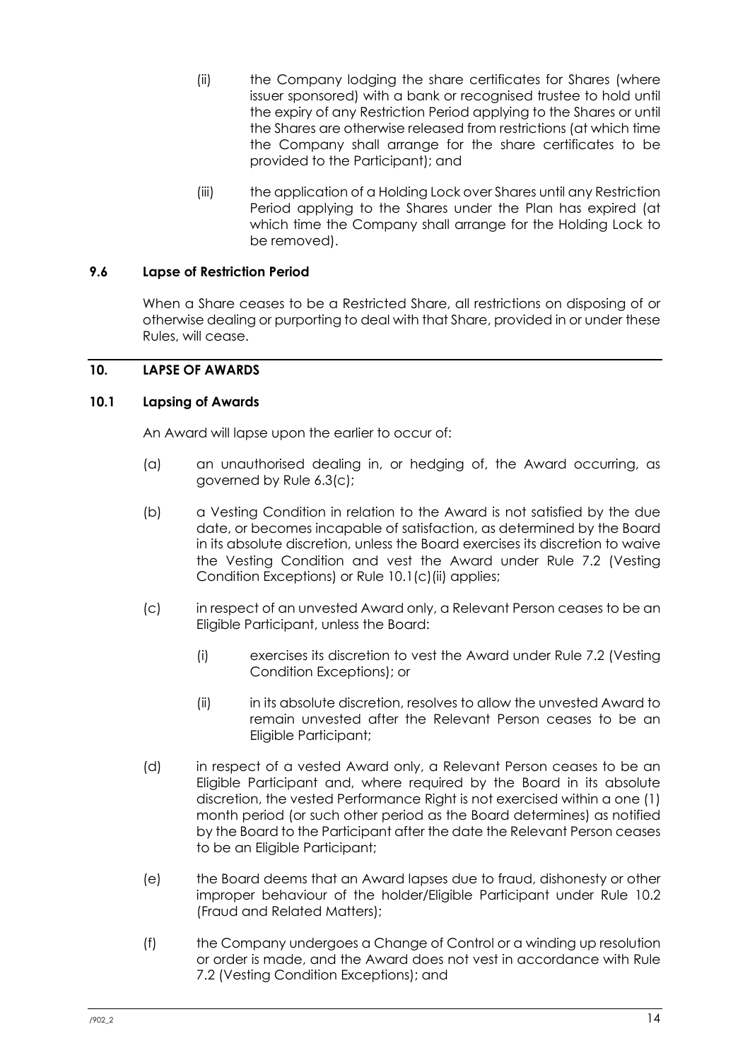(ii) the Company lodging the share certificates for Shares (where issuer sponsored) with a bank or recognised trustee to hold until the expiry of any Restriction Period applying to the Shares or until the Shares are otherwise released from restrictions (at which time the Company shall arrange for the share certificates to be provided to the Participant); and

(iii) the application of a Holding Lock over Shares until any Restriction Period applying to the Shares under the Plan has expired (at which time the Company shall arrange for the Holding Lock to be removed).

### 9.6 Lapse of Restriction Period

When a Share ceases to be a Restricted Share, all restrictions on disposing of or otherwise dealing or purporting to deal with that Share, provided in or under these Rules, will cease.

## 10. LAPSE OF AWARDS

### 10.1 Lapsing of Awards

An Award will lapse upon the earlier to occur of:

(a) an unauthorised dealing in, or hedging of, the Award occurring, as governed by Rule 6.3(c);

(b) a Vesting Condition in relation to the Award is not satisfied by the due date, or becomes incapable of satisfaction, as determined by the Board in its absolute discretion, unless the Board exercises its discretion to waive the Vesting Condition and vest the Award under Rule 7.2 (Vesting Condition Exceptions) or Rule 10.1(c)(ii) applies;

(c) in respect of an unvested Award only, a Relevant Person ceases to be an Eligible Participant, unless the Board:

(i) exercises its discretion to vest the Award under Rule 7.2 (Vesting Condition Exceptions); or

(ii) in its absolute discretion, resolves to allow the unvested Award to remain unvested after the Relevant Person ceases to be an Eligible Participant;

(d) in respect of a vested Award only, a Relevant Person ceases to be an Eligible Participant and, where required by the Board in its absolute discretion, the vested Performance Right is not exercised within a one (1) month period (or such other period as the Board determines) as notified by the Board to the Participant after the date the Relevant Person ceases to be an Eligible Participant;

(e) the Board deems that an Award lapses due to fraud, dishonesty or other improper behaviour of the holder/Eligible Participant under Rule 10.2 (Fraud and Related Matters);

(f) the Company undergoes a Change of Control or a winding up resolution or order is made, and the Award does not vest in accordance with Rule 7.2 (Vesting Condition Exceptions); and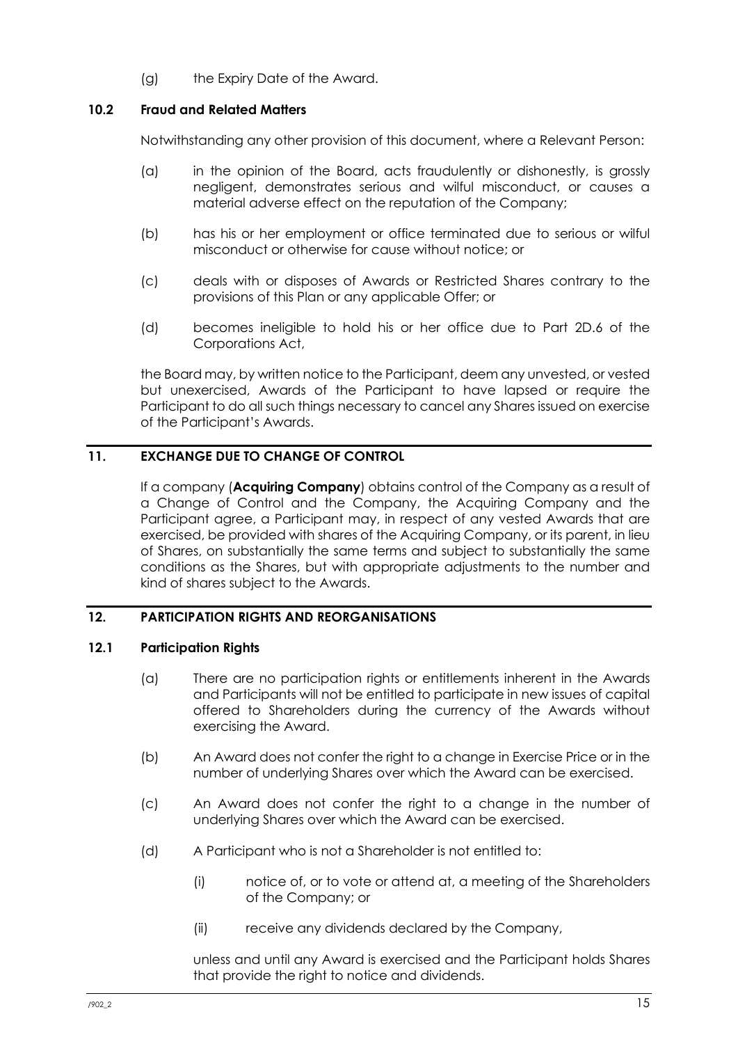(g) the Expiry Date of the Award.

### 10.2 Fraud and Related Matters

Notwithstanding any other provision of this document, where a Relevant Person:

(a) in the opinion of the Board, acts fraudulently or dishonestly, is grossly negligent, demonstrates serious and wilful misconduct, or causes a material adverse effect on the reputation of the Company;

(b) has his or her employment or office terminated due to serious or wilful misconduct or otherwise for cause without notice; or

(c) deals with or disposes of Awards or Restricted Shares contrary to the provisions of this Plan or any applicable Offer; or

(d) becomes ineligible to hold his or her office due to Part 2D.6 of the Corporations Act,

the Board may, by written notice to the Participant, deem any unvested, or vested but unexercised, Awards of the Participant to have lapsed or require the Participant to do all such things necessary to cancel any Shares issued on exercise of the Participant's Awards.

## 11. EXCHANGE DUE TO CHANGE OF CONTROL

If a company (**Acquiring Company**) obtains control of the Company as a result of a Change of Control and the Company, the Acquiring Company and the Participant agree, a Participant may, in respect of any vested Awards that are exercised, be provided with shares of the Acquiring Company, or its parent, in lieu of Shares, on substantially the same terms and subject to substantially the same conditions as the Shares, but with appropriate adjustments to the number and kind of shares subject to the Awards.

## 12. PARTICIPATION RIGHTS AND REORGANISATIONS

### 12.1 Participation Rights

(a) There are no participation rights or entitlements inherent in the Awards and Participants will not be entitled to participate in new issues of capital offered to Shareholders during the currency of the Awards without exercising the Award.

(b) An Award does not confer the right to a change in Exercise Price or in the number of underlying Shares over which the Award can be exercised.

(c) An Award does not confer the right to a change in the number of underlying Shares over which the Award can be exercised.

(d) A Participant who is not a Shareholder is not entitled to:

(i) notice of, or to vote or attend at, a meeting of the Shareholders of the Company; or

(ii) receive any dividends declared by the Company,

unless and until any Award is exercised and the Participant holds Shares that provide the right to notice and dividends.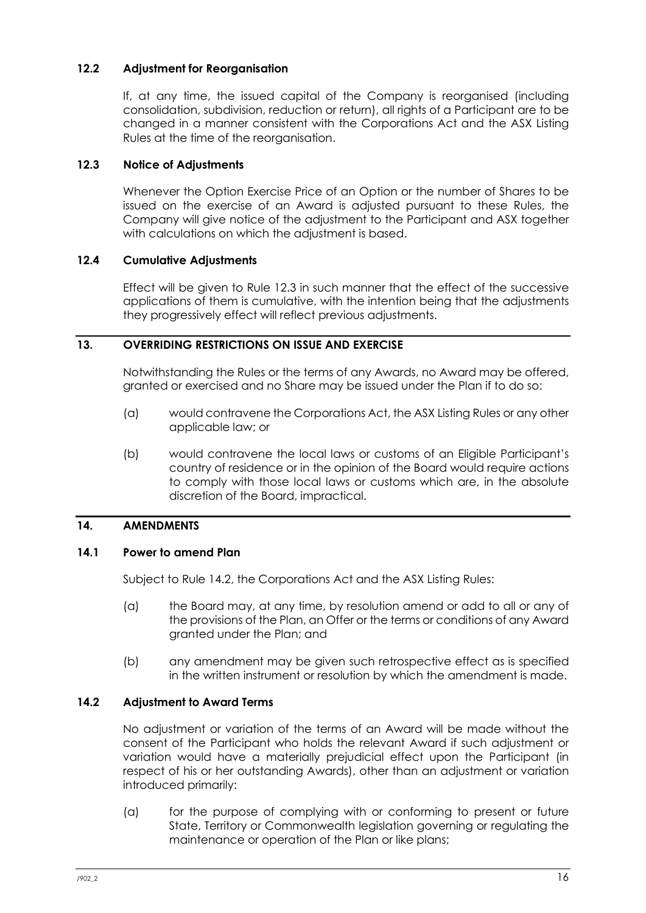### 12.2 Adjustment for Reorganisation

If, at any time, the issued capital of the Company is reorganised (including consolidation, subdivision, reduction or return), all rights of a Participant are to be changed in a manner consistent with the Corporations Act and the ASX Listing Rules at the time of the reorganisation.

### 12.3 Notice of Adjustments

Whenever the Option Exercise Price of an Option or the number of Shares to be issued on the exercise of an Award is adjusted pursuant to these Rules, the Company will give notice of the adjustment to the Participant and ASX together with calculations on which the adjustment is based.

### 12.4 Cumulative Adjustments

Effect will be given to Rule 12.3 in such manner that the effect of the successive applications of them is cumulative, with the intention being that the adjustments they progressively effect will reflect previous adjustments.

## 13. OVERRIDING RESTRICTIONS ON ISSUE AND EXERCISE

Notwithstanding the Rules or the terms of any Awards, no Award may be offered, granted or exercised and no Share may be issued under the Plan if to do so:

(a) would contravene the Corporations Act, the ASX Listing Rules or any other applicable law; or

(b) would contravene the local laws or customs of an Eligible Participant's country of residence or in the opinion of the Board would require actions to comply with those local laws or customs which are, in the absolute discretion of the Board, impractical.

## 14. AMENDMENTS

### 14.1 Power to amend Plan

Subject to Rule 14.2, the Corporations Act and the ASX Listing Rules:

(a) the Board may, at any time, by resolution amend or add to all or any of the provisions of the Plan, an Offer or the terms or conditions of any Award granted under the Plan; and

(b) any amendment may be given such retrospective effect as is specified in the written instrument or resolution by which the amendment is made.

### 14.2 Adjustment to Award Terms

No adjustment or variation of the terms of an Award will be made without the consent of the Participant who holds the relevant Award if such adjustment or variation would have a materially prejudicial effect upon the Participant (in respect of his or her outstanding Awards), other than an adjustment or variation introduced primarily:

(a) for the purpose of complying with or conforming to present or future State, Territory or Commonwealth legislation governing or regulating the maintenance or operation of the Plan or like plans;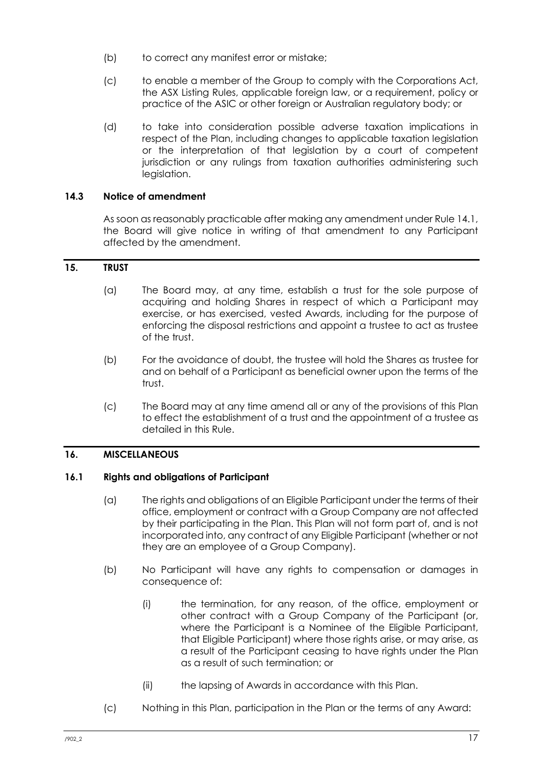(b) to correct any manifest error or mistake;

(c) to enable a member of the Group to comply with the Corporations Act, the ASX Listing Rules, applicable foreign law, or a requirement, policy or practice of the ASIC or other foreign or Australian regulatory body; or

(d) to take into consideration possible adverse taxation implications in respect of the Plan, including changes to applicable taxation legislation or the interpretation of that legislation by a court of competent jurisdiction or any rulings from taxation authorities administering such legislation.

### 14.3 Notice of amendment

As soon as reasonably practicable after making any amendment under Rule 14.1, the Board will give notice in writing of that amendment to any Participant affected by the amendment.

## 15. TRUST

(a) The Board may, at any time, establish a trust for the sole purpose of acquiring and holding Shares in respect of which a Participant may exercise, or has exercised, vested Awards, including for the purpose of enforcing the disposal restrictions and appoint a trustee to act as trustee of the trust.

(b) For the avoidance of doubt, the trustee will hold the Shares as trustee for and on behalf of a Participant as beneficial owner upon the terms of the trust.

(c) The Board may at any time amend all or any of the provisions of this Plan to effect the establishment of a trust and the appointment of a trustee as detailed in this Rule.

## 16. MISCELLANEOUS

### 16.1 Rights and obligations of Participant

(a) The rights and obligations of an Eligible Participant under the terms of their office, employment or contract with a Group Company are not affected by their participating in the Plan. This Plan will not form part of, and is not incorporated into, any contract of any Eligible Participant (whether or not they are an employee of a Group Company).

(b) No Participant will have any rights to compensation or damages in consequence of:

(i) the termination, for any reason, of the office, employment or other contract with a Group Company of the Participant (or, where the Participant is a Nominee of the Eligible Participant, that Eligible Participant) where those rights arise, or may arise, as a result of the Participant ceasing to have rights under the Plan as a result of such termination; or

(ii) the lapsing of Awards in accordance with this Plan.

(c) Nothing in this Plan, participation in the Plan or the terms of any Award: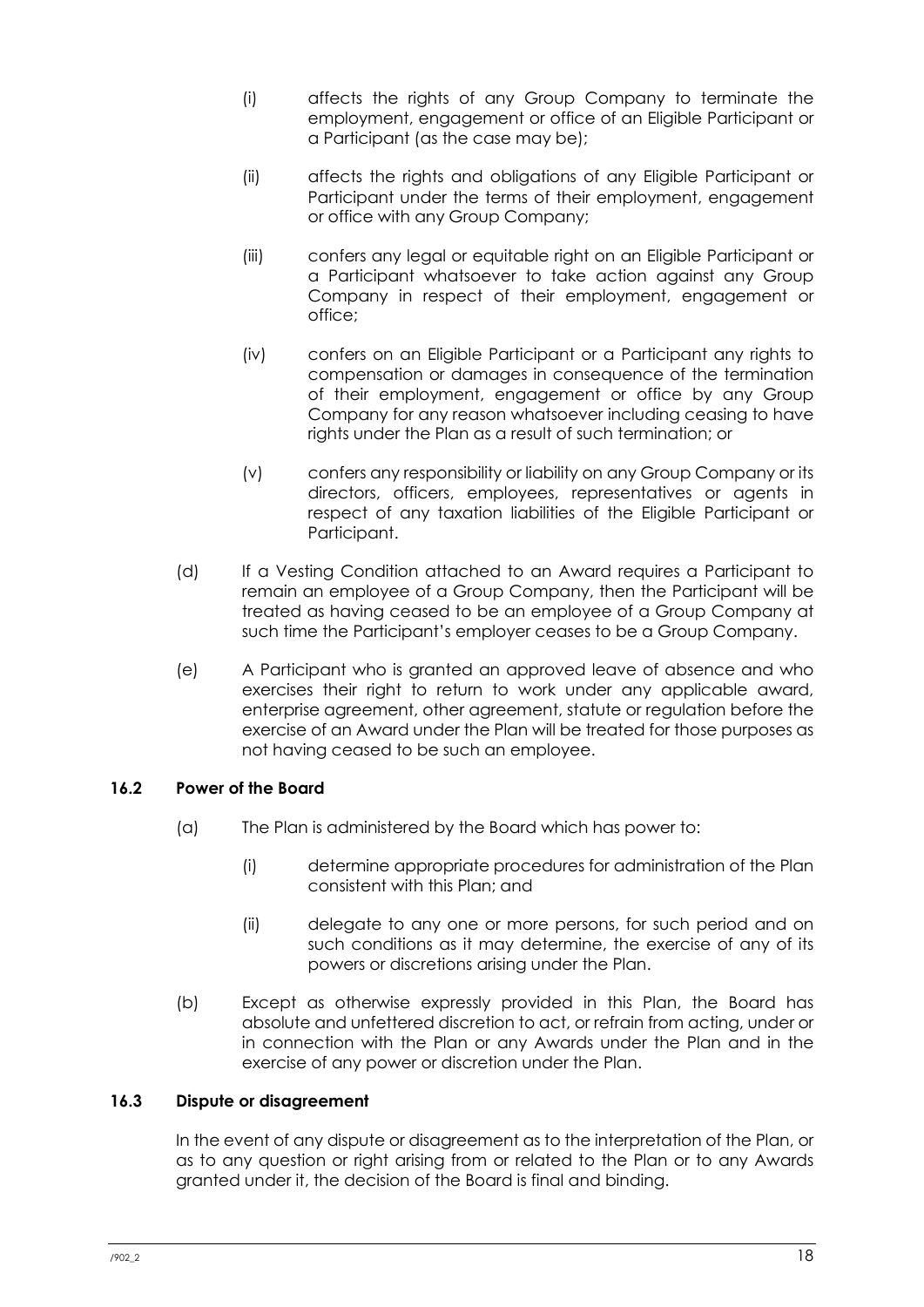(i) affects the rights of any Group Company to terminate the employment, engagement or office of an Eligible Participant or a Participant (as the case may be);

(ii) affects the rights and obligations of any Eligible Participant or Participant under the terms of their employment, engagement or office with any Group Company;

(iii) confers any legal or equitable right on an Eligible Participant or a Participant whatsoever to take action against any Group Company in respect of their employment, engagement or office;

(iv) confers on an Eligible Participant or a Participant any rights to compensation or damages in consequence of the termination of their employment, engagement or office by any Group Company for any reason whatsoever including ceasing to have rights under the Plan as a result of such termination; or

(v) confers any responsibility or liability on any Group Company or its directors, officers, employees, representatives or agents in respect of any taxation liabilities of the Eligible Participant or Participant.

(d) If a Vesting Condition attached to an Award requires a Participant to remain an employee of a Group Company, then the Participant will be treated as having ceased to be an employee of a Group Company at such time the Participant's employer ceases to be a Group Company.

(e) A Participant who is granted an approved leave of absence and who exercises their right to return to work under any applicable award, enterprise agreement, other agreement, statute or regulation before the exercise of an Award under the Plan will be treated for those purposes as not having ceased to be such an employee.

### 16.2 Power of the Board

(a) The Plan is administered by the Board which has power to:

(i) determine appropriate procedures for administration of the Plan consistent with this Plan; and

(ii) delegate to any one or more persons, for such period and on such conditions as it may determine, the exercise of any of its powers or discretions arising under the Plan.

(b) Except as otherwise expressly provided in this Plan, the Board has absolute and unfettered discretion to act, or refrain from acting, under or in connection with the Plan or any Awards under the Plan and in the exercise of any power or discretion under the Plan.

### 16.3 Dispute or disagreement

In the event of any dispute or disagreement as to the interpretation of the Plan, or as to any question or right arising from or related to the Plan or to any Awards granted under it, the decision of the Board is final and binding.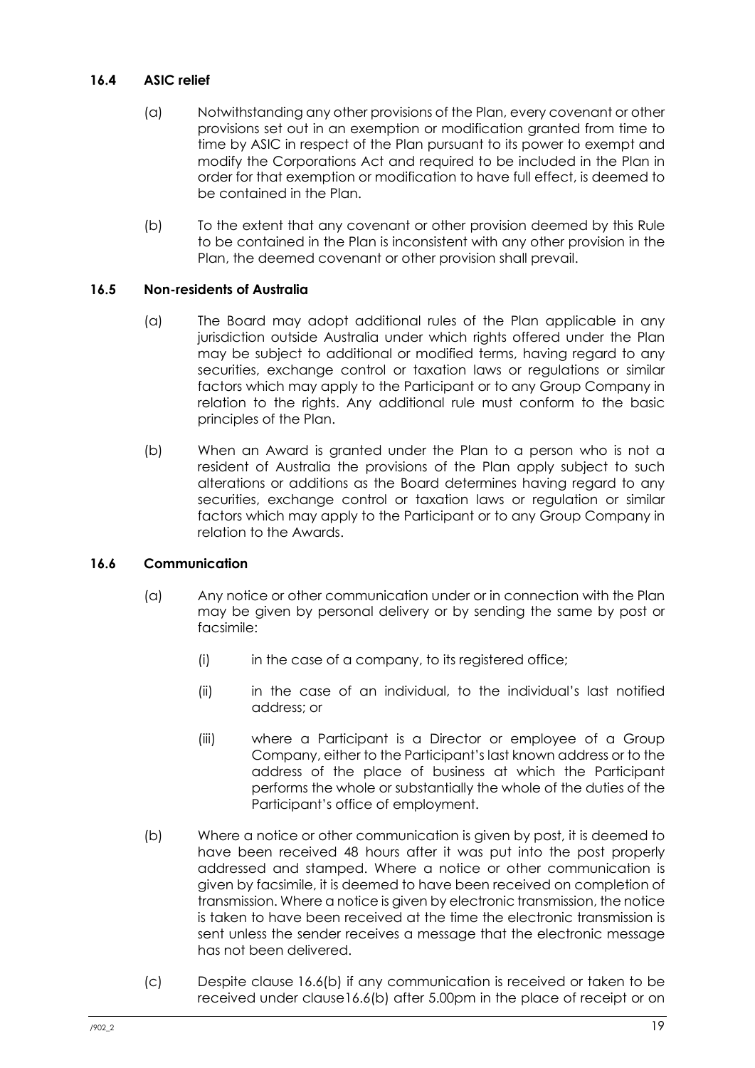### 16.4 ASIC relief

(a) Notwithstanding any other provisions of the Plan, every covenant or other provisions set out in an exemption or modification granted from time to time by ASIC in respect of the Plan pursuant to its power to exempt and modify the Corporations Act and required to be included in the Plan in order for that exemption or modification to have full effect, is deemed to be contained in the Plan.

(b) To the extent that any covenant or other provision deemed by this Rule to be contained in the Plan is inconsistent with any other provision in the Plan, the deemed covenant or other provision shall prevail.

### 16.5 Non-residents of Australia

(a) The Board may adopt additional rules of the Plan applicable in any jurisdiction outside Australia under which rights offered under the Plan may be subject to additional or modified terms, having regard to any securities, exchange control or taxation laws or regulations or similar factors which may apply to the Participant or to any Group Company in relation to the rights. Any additional rule must conform to the basic principles of the Plan.

(b) When an Award is granted under the Plan to a person who is not a resident of Australia the provisions of the Plan apply subject to such alterations or additions as the Board determines having regard to any securities, exchange control or taxation laws or regulation or similar factors which may apply to the Participant or to any Group Company in relation to the Awards.

### 16.6 Communication

(a) Any notice or other communication under or in connection with the Plan may be given by personal delivery or by sending the same by post or facsimile:

(i) in the case of a company, to its registered office;

(ii) in the case of an individual, to the individual's last notified address; or

(iii) where a Participant is a Director or employee of a Group Company, either to the Participant's last known address or to the address of the place of business at which the Participant performs the whole or substantially the whole of the duties of the Participant's office of employment.

(b) Where a notice or other communication is given by post, it is deemed to have been received 48 hours after it was put into the post properly addressed and stamped. Where a notice or other communication is given by facsimile, it is deemed to have been received on completion of transmission. Where a notice is given by electronic transmission, the notice is taken to have been received at the time the electronic transmission is sent unless the sender receives a message that the electronic message has not been delivered.

(c) Despite clause 16.6(b) if any communication is received or taken to be received under clause16.6(b) after 5.00pm in the place of receipt or on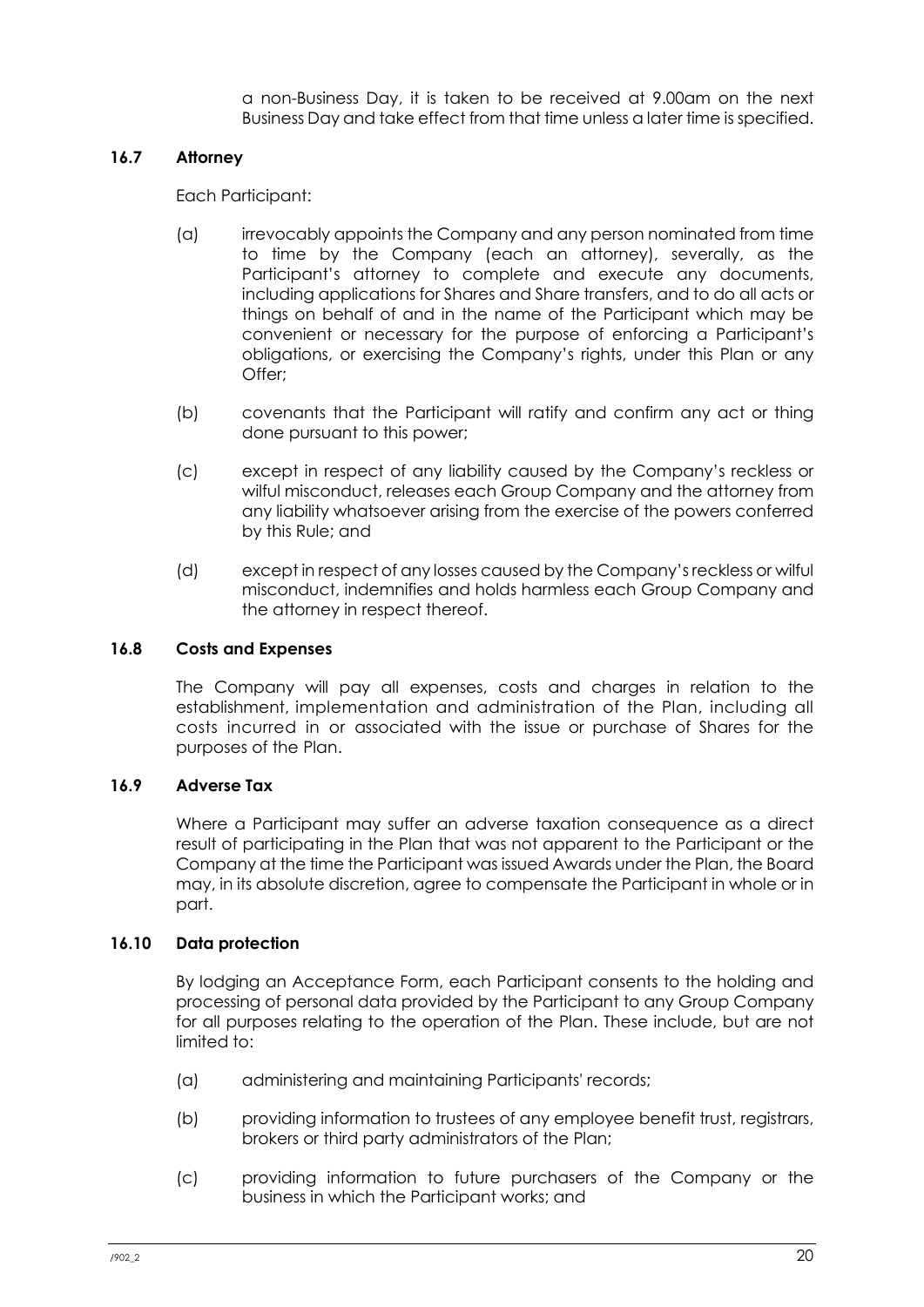a non-Business Day, it is taken to be received at 9.00am on the next Business Day and take effect from that time unless a later time is specified.

### 16.7 Attorney

Each Participant:

(a) irrevocably appoints the Company and any person nominated from time to time by the Company (each an attorney), severally, as the Participant's attorney to complete and execute any documents, including applications for Shares and Share transfers, and to do all acts or things on behalf of and in the name of the Participant which may be convenient or necessary for the purpose of enforcing a Participant's obligations, or exercising the Company's rights, under this Plan or any Offer;

(b) covenants that the Participant will ratify and confirm any act or thing done pursuant to this power;

(c) except in respect of any liability caused by the Company's reckless or wilful misconduct, releases each Group Company and the attorney from any liability whatsoever arising from the exercise of the powers conferred by this Rule; and

(d) except in respect of any losses caused by the Company's reckless or wilful misconduct, indemnifies and holds harmless each Group Company and the attorney in respect thereof.

### 16.8 Costs and Expenses

The Company will pay all expenses, costs and charges in relation to the establishment, implementation and administration of the Plan, including all costs incurred in or associated with the issue or purchase of Shares for the purposes of the Plan.

### 16.9 Adverse Tax

Where a Participant may suffer an adverse taxation consequence as a direct result of participating in the Plan that was not apparent to the Participant or the Company at the time the Participant was issued Awards under the Plan, the Board may, in its absolute discretion, agree to compensate the Participant in whole or in part.

### 16.10 Data protection

By lodging an Acceptance Form, each Participant consents to the holding and processing of personal data provided by the Participant to any Group Company for all purposes relating to the operation of the Plan. These include, but are not limited to:

(a) administering and maintaining Participants' records;

(b) providing information to trustees of any employee benefit trust, registrars, brokers or third party administrators of the Plan;

(c) providing information to future purchasers of the Company or the business in which the Participant works; and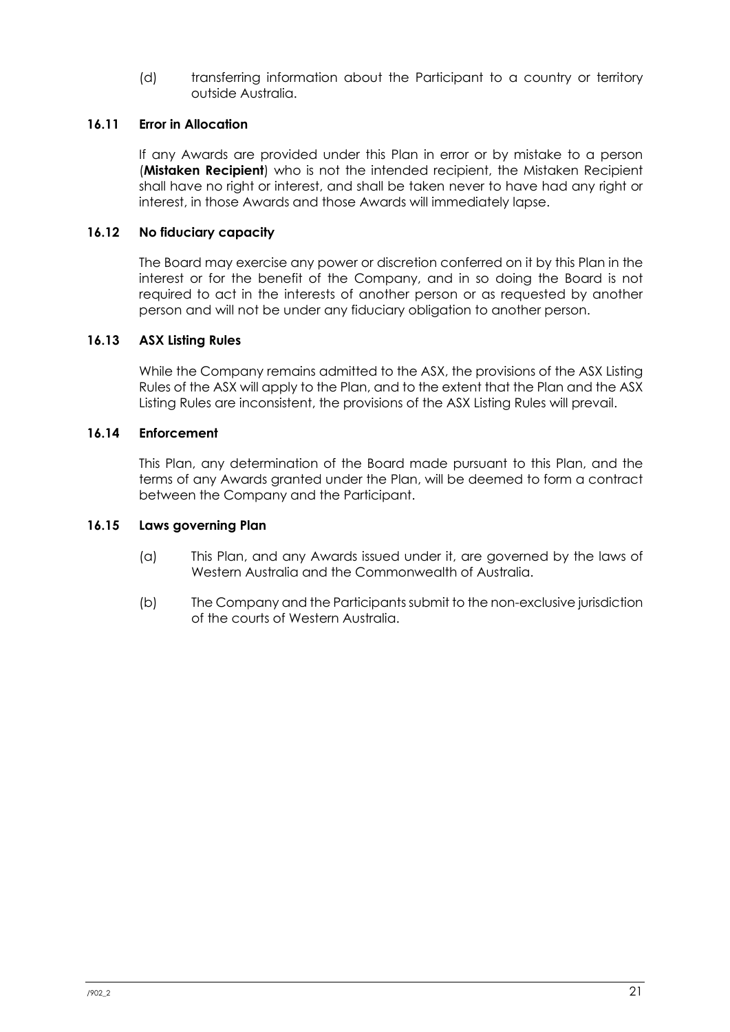(d) transferring information about the Participant to a country or territory outside Australia.

### 16.11 Error in Allocation

If any Awards are provided under this Plan in error or by mistake to a person (**Mistaken Recipient**) who is not the intended recipient, the Mistaken Recipient shall have no right or interest, and shall be taken never to have had any right or interest, in those Awards and those Awards will immediately lapse.

### 16.12 No fiduciary capacity

The Board may exercise any power or discretion conferred on it by this Plan in the interest or for the benefit of the Company, and in so doing the Board is not required to act in the interests of another person or as requested by another person and will not be under any fiduciary obligation to another person.

### 16.13 ASX Listing Rules

While the Company remains admitted to the ASX, the provisions of the ASX Listing Rules of the ASX will apply to the Plan, and to the extent that the Plan and the ASX Listing Rules are inconsistent, the provisions of the ASX Listing Rules will prevail.

### 16.14 Enforcement

This Plan, any determination of the Board made pursuant to this Plan, and the terms of any Awards granted under the Plan, will be deemed to form a contract between the Company and the Participant.

### 16.15 Laws governing Plan

(a) This Plan, and any Awards issued under it, are governed by the laws of Western Australia and the Commonwealth of Australia.

(b) The Company and the Participants submit to the non-exclusive jurisdiction of the courts of Western Australia.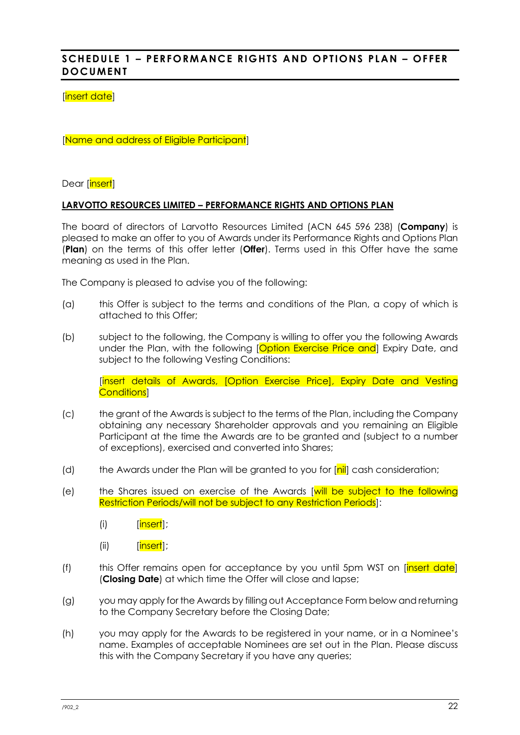## SCHEDULE 1 – PERFORMANCE RIGHTS AND OPTIONS PLAN – OFFER DOCUMENT

[insert date]

[Name and address of Eligible Participant]

Dear [insert]

**LARVOTTO RESOURCES LIMITED – PERFORMANCE RIGHTS AND OPTIONS PLAN**

The board of directors of Larvotto Resources Limited (ACN 645 596 238) (**Company**) is pleased to make an offer to you of Awards under its Performance Rights and Options Plan (**Plan**) on the terms of this offer letter (**Offer**). Terms used in this Offer have the same meaning as used in the Plan.

The Company is pleased to advise you of the following:

(a) this Offer is subject to the terms and conditions of the Plan, a copy of which is attached to this Offer;

(b) subject to the following, the Company is willing to offer you the following Awards under the Plan, with the following [Option Exercise Price and] Expiry Date, and subject to the following Vesting Conditions:

  [insert details of Awards, [Option Exercise Price], Expiry Date and Vesting Conditions]

(c) the grant of the Awards is subject to the terms of the Plan, including the Company obtaining any necessary Shareholder approvals and you remaining an Eligible Participant at the time the Awards are to be granted and (subject to a number of exceptions), exercised and converted into Shares;

(d) the Awards under the Plan will be granted to you for [nil] cash consideration;

(e) the Shares issued on exercise of the Awards [will be subject to the following Restriction Periods/will not be subject to any Restriction Periods]:

  (i) [insert];

  (ii) [insert];

(f) this Offer remains open for acceptance by you until 5pm WST on [insert date] (**Closing Date**) at which time the Offer will close and lapse;

(g) you may apply for the Awards by filling out Acceptance Form below and returning to the Company Secretary before the Closing Date;

(h) you may apply for the Awards to be registered in your name, or in a Nominee's name. Examples of acceptable Nominees are set out in the Plan. Please discuss this with the Company Secretary if you have any queries;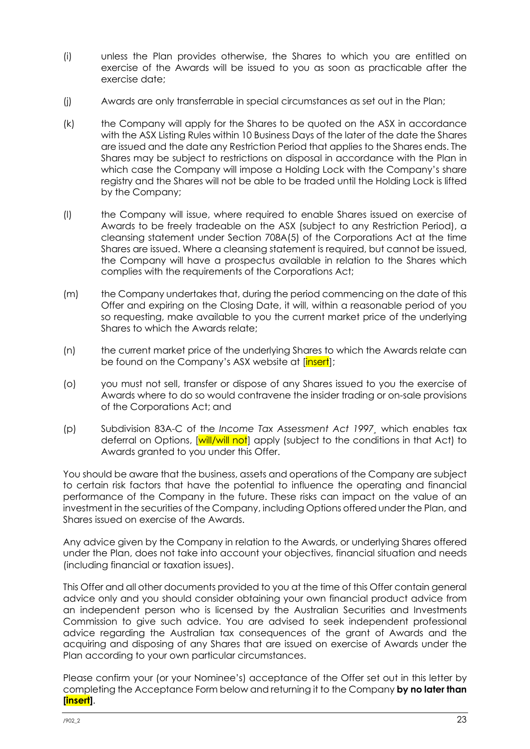(i) unless the Plan provides otherwise, the Shares to which you are entitled on exercise of the Awards will be issued to you as soon as practicable after the exercise date;

(j) Awards are only transferrable in special circumstances as set out in the Plan;

(k) the Company will apply for the Shares to be quoted on the ASX in accordance with the ASX Listing Rules within 10 Business Days of the later of the date the Shares are issued and the date any Restriction Period that applies to the Shares ends. The Shares may be subject to restrictions on disposal in accordance with the Plan in which case the Company will impose a Holding Lock with the Company's share registry and the Shares will not be able to be traded until the Holding Lock is lifted by the Company;

(l) the Company will issue, where required to enable Shares issued on exercise of Awards to be freely tradeable on the ASX (subject to any Restriction Period), a cleansing statement under Section 708A(5) of the Corporations Act at the time Shares are issued. Where a cleansing statement is required, but cannot be issued, the Company will have a prospectus available in relation to the Shares which complies with the requirements of the Corporations Act;

(m) the Company undertakes that, during the period commencing on the date of this Offer and expiring on the Closing Date, it will, within a reasonable period of you so requesting, make available to you the current market price of the underlying Shares to which the Awards relate;

(n) the current market price of the underlying Shares to which the Awards relate can be found on the Company's ASX website at [insert];

(o) you must not sell, transfer or dispose of any Shares issued to you the exercise of Awards where to do so would contravene the insider trading or on-sale provisions of the Corporations Act; and

(p) Subdivision 83A-C of the *Income Tax Assessment Act 1997*, which enables tax deferral on Options, [will/will not] apply (subject to the conditions in that Act) to Awards granted to you under this Offer.

You should be aware that the business, assets and operations of the Company are subject to certain risk factors that have the potential to influence the operating and financial performance of the Company in the future. These risks can impact on the value of an investment in the securities of the Company, including Options offered under the Plan, and Shares issued on exercise of the Awards.

Any advice given by the Company in relation to the Awards, or underlying Shares offered under the Plan, does not take into account your objectives, financial situation and needs (including financial or taxation issues).

This Offer and all other documents provided to you at the time of this Offer contain general advice only and you should consider obtaining your own financial product advice from an independent person who is licensed by the Australian Securities and Investments Commission to give such advice. You are advised to seek independent professional advice regarding the Australian tax consequences of the grant of Awards and the acquiring and disposing of any Shares that are issued on exercise of Awards under the Plan according to your own particular circumstances.

Please confirm your (or your Nominee's) acceptance of the Offer set out in this letter by completing the Acceptance Form below and returning it to the Company **by no later than [insert]**.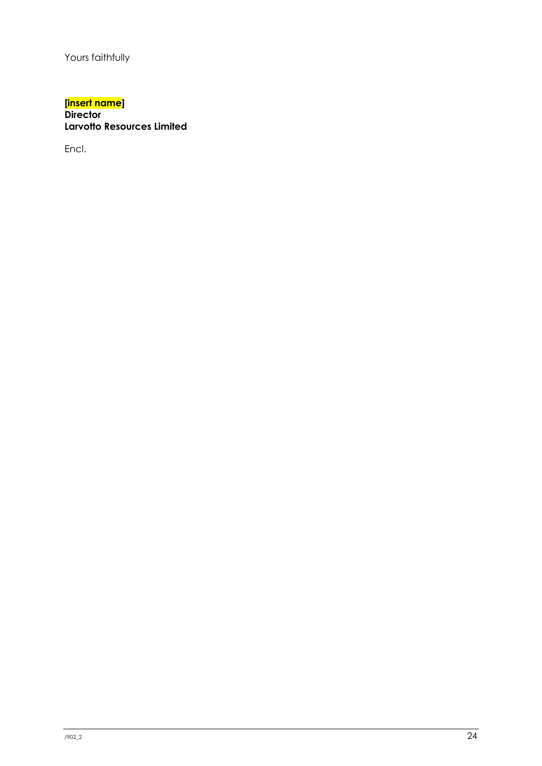Yours faithfully

**[insert name]**
**Director**
**Larvotto Resources Limited**

Encl.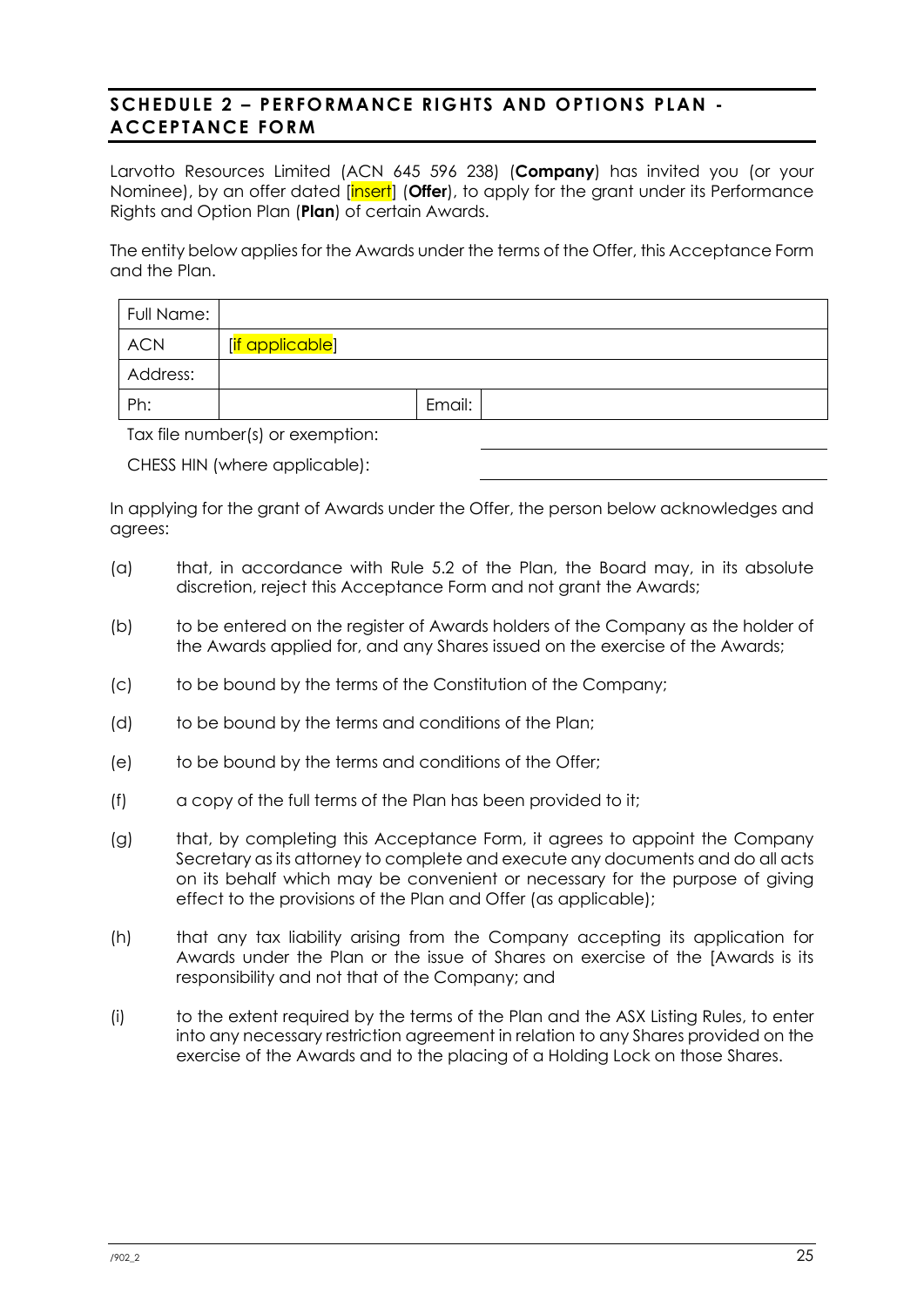## SCHEDULE 2 – PERFORMANCE RIGHTS AND OPTIONS PLAN - ACCEPTANCE FORM

Larvotto Resources Limited (ACN 645 596 238) (**Company**) has invited you (or your Nominee), by an offer dated [insert] (**Offer**), to apply for the grant under its Performance Rights and Option Plan (**Plan**) of certain Awards.

The entity below applies for the Awards under the terms of the Offer, this Acceptance Form and the Plan.

| Full Name: | | | |
|---|---|---|---|
| ACN | [if applicable] | | |
| Address: | | | |
| Ph: | | Email: | |

Tax file number(s) or exemption: ______________________

CHESS HIN (where applicable): ______________________

In applying for the grant of Awards under the Offer, the person below acknowledges and agrees:

(a) that, in accordance with Rule 5.2 of the Plan, the Board may, in its absolute discretion, reject this Acceptance Form and not grant the Awards;

(b) to be entered on the register of Awards holders of the Company as the holder of the Awards applied for, and any Shares issued on the exercise of the Awards;

(c) to be bound by the terms of the Constitution of the Company;

(d) to be bound by the terms and conditions of the Plan;

(e) to be bound by the terms and conditions of the Offer;

(f) a copy of the full terms of the Plan has been provided to it;

(g) that, by completing this Acceptance Form, it agrees to appoint the Company Secretary as its attorney to complete and execute any documents and do all acts on its behalf which may be convenient or necessary for the purpose of giving effect to the provisions of the Plan and Offer (as applicable);

(h) that any tax liability arising from the Company accepting its application for Awards under the Plan or the issue of Shares on exercise of the [Awards is its responsibility and not that of the Company; and

(i) to the extent required by the terms of the Plan and the ASX Listing Rules, to enter into any necessary restriction agreement in relation to any Shares provided on the exercise of the Awards and to the placing of a Holding Lock on those Shares.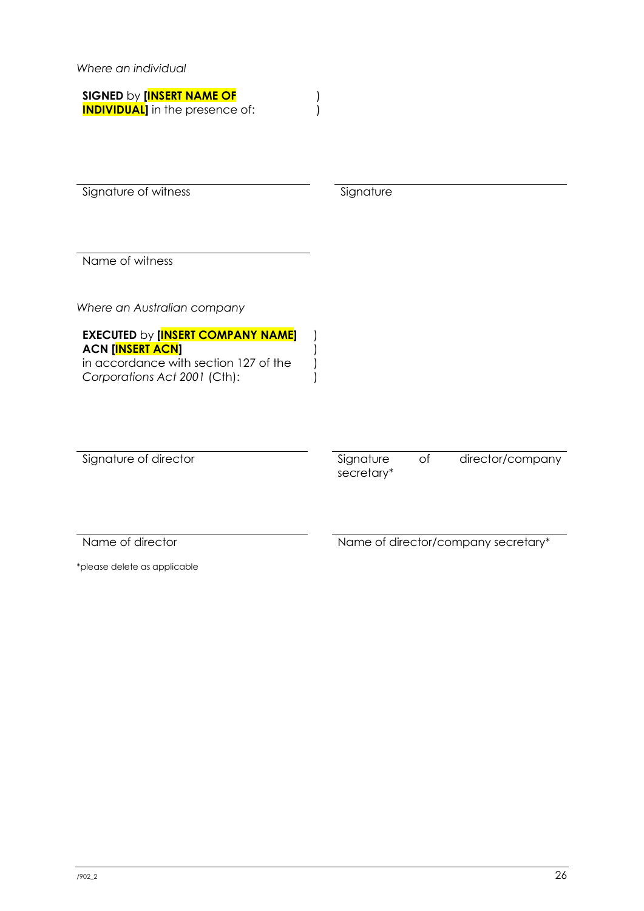*Where an individual*

**SIGNED** by **[INSERT NAME OF INDIVIDUAL]** in the presence of: )
)

Signature of witness

Signature

Name of witness

*Where an Australian company*

**EXECUTED** by **[INSERT COMPANY NAME]** )
**ACN [INSERT ACN]** )
in accordance with section 127 of the )
*Corporations Act 2001* (Cth): )

Signature of director

Signature of director/company secretary*

Name of director

Name of director/company secretary*

*please delete as applicable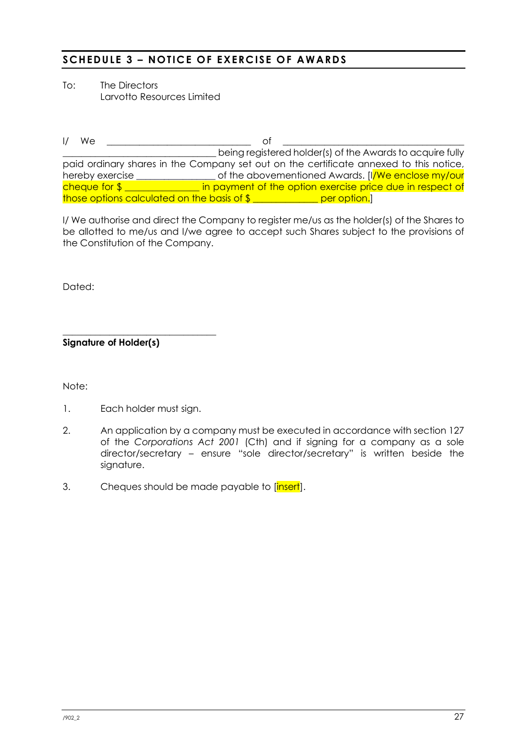## SCHEDULE 3 – NOTICE OF EXERCISE OF AWARDS

To: The Directors
Larvotto Resources Limited

I/ We ______________________________ of ______________________________________ ________________________________ being registered holder(s) of the Awards to acquire fully paid ordinary shares in the Company set out on the certificate annexed to this notice, hereby exercise _________________ of the abovementioned Awards. [I/We enclose my/our cheque for $ _______________ in payment of the option exercise price due in respect of those options calculated on the basis of $ _____________ per option.]

I/ We authorise and direct the Company to register me/us as the holder(s) of the Shares to be allotted to me/us and I/we agree to accept such Shares subject to the provisions of the Constitution of the Company.

Dated:

________________________________

**Signature of Holder(s)**

Note:

1. Each holder must sign.
2. An application by a company must be executed in accordance with section 127 of the *Corporations Act 2001* (Cth) and if signing for a company as a sole director/secretary – ensure "sole director/secretary" is written beside the signature.
3. Cheques should be made payable to [insert].